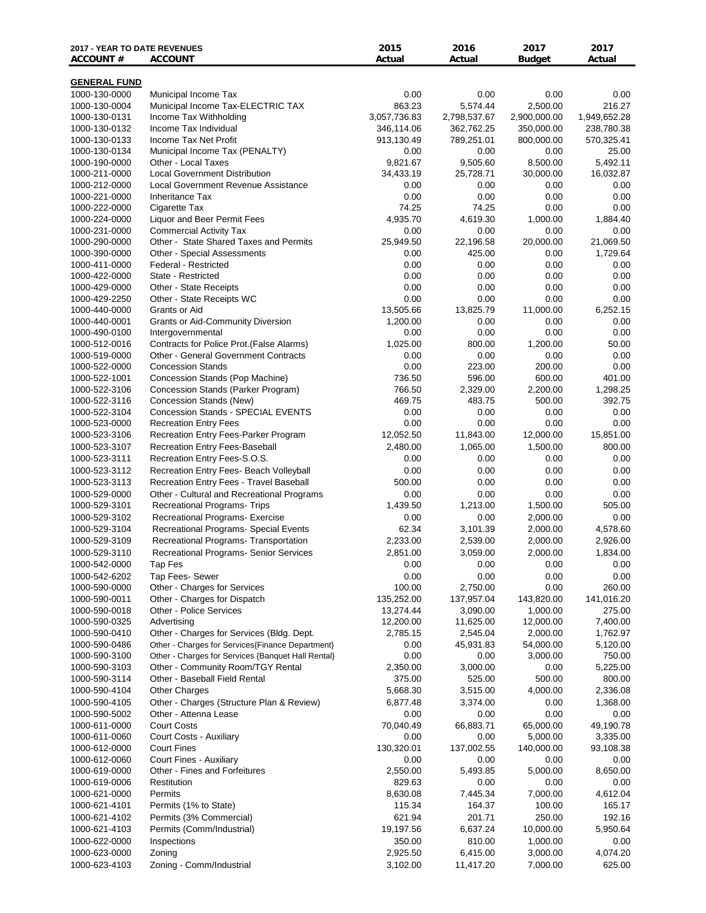| 2017 - YEAR TO DATE REVENUES ACCOUNT # | ACCOUNT | 2015 Actual | 2016 Actual | 2017 Budget | 2017 Actual |
|---|---|---|---|---|---|
| **GENERAL FUND** | | | | | |
| 1000-130-0000 | Municipal Income Tax | 0.00 | 0.00 | 0.00 | 0.00 |
| 1000-130-0004 | Municipal Income Tax-ELECTRIC TAX | 863.23 | 5,574.44 | 2,500.00 | 216.27 |
| 1000-130-0131 | Income Tax Withholding | 3,057,736.83 | 2,798,537.67 | 2,900,000.00 | 1,949,652.28 |
| 1000-130-0132 | Income Tax Individual | 346,114.06 | 362,762.25 | 350,000.00 | 238,780.38 |
| 1000-130-0133 | Income Tax Net Profit | 913,130.49 | 789,251.01 | 800,000.00 | 570,325.41 |
| 1000-130-0134 | Municipal Income Tax (PENALTY) | 0.00 | 0.00 | 0.00 | 25.00 |
| 1000-190-0000 | Other - Local Taxes | 9,821.67 | 9,505.60 | 8,500.00 | 5,492.11 |
| 1000-211-0000 | Local Government Distribution | 34,433.19 | 25,728.71 | 30,000.00 | 16,032.87 |
| 1000-212-0000 | Local Government Revenue Assistance | 0.00 | 0.00 | 0.00 | 0.00 |
| 1000-221-0000 | Inheritance Tax | 0.00 | 0.00 | 0.00 | 0.00 |
| 1000-222-0000 | Cigarette Tax | 74.25 | 74.25 | 0.00 | 0.00 |
| 1000-224-0000 | Liquor and Beer Permit Fees | 4,935.70 | 4,619.30 | 1,000.00 | 1,884.40 |
| 1000-231-0000 | Commercial Activity Tax | 0.00 | 0.00 | 0.00 | 0.00 |
| 1000-290-0000 | Other - State Shared Taxes and Permits | 25,949.50 | 22,196.58 | 20,000.00 | 21,069.50 |
| 1000-390-0000 | Other - Special Assessments | 0.00 | 425.00 | 0.00 | 1,729.64 |
| 1000-411-0000 | Federal - Restricted | 0.00 | 0.00 | 0.00 | 0.00 |
| 1000-422-0000 | State - Restricted | 0.00 | 0.00 | 0.00 | 0.00 |
| 1000-429-0000 | Other - State Receipts | 0.00 | 0.00 | 0.00 | 0.00 |
| 1000-429-2250 | Other - State Receipts WC | 0.00 | 0.00 | 0.00 | 0.00 |
| 1000-440-0000 | Grants or Aid | 13,505.66 | 13,825.79 | 11,000.00 | 6,252.15 |
| 1000-440-0001 | Grants or Aid-Community Diversion | 1,200.00 | 0.00 | 0.00 | 0.00 |
| 1000-490-0100 | Intergovernmental | 0.00 | 0.00 | 0.00 | 0.00 |
| 1000-512-0016 | Contracts for Police Prot.(False Alarms) | 1,025.00 | 800.00 | 1,200.00 | 50.00 |
| 1000-519-0000 | Other - General Government Contracts | 0.00 | 0.00 | 0.00 | 0.00 |
| 1000-522-0000 | Concession Stands | 0.00 | 223.00 | 200.00 | 0.00 |
| 1000-522-1001 | Concession Stands (Pop Machine) | 736.50 | 596.00 | 600.00 | 401.00 |
| 1000-522-3106 | Concession Stands (Parker Program) | 766.50 | 2,329.00 | 2,200.00 | 1,298.25 |
| 1000-522-3116 | Concession Stands (New) | 469.75 | 483.75 | 500.00 | 392.75 |
| 1000-522-3104 | Concession Stands - SPECIAL EVENTS | 0.00 | 0.00 | 0.00 | 0.00 |
| 1000-523-0000 | Recreation Entry Fees | 0.00 | 0.00 | 0.00 | 0.00 |
| 1000-523-3106 | Recreation Entry Fees-Parker Program | 12,052.50 | 11,843.00 | 12,000.00 | 15,851.00 |
| 1000-523-3107 | Recreation Entry Fees-Baseball | 2,480.00 | 1,065.00 | 1,500.00 | 800.00 |
| 1000-523-3111 | Recreation Entry Fees-S.O.S. | 0.00 | 0.00 | 0.00 | 0.00 |
| 1000-523-3112 | Recreation Entry Fees- Beach Volleyball | 0.00 | 0.00 | 0.00 | 0.00 |
| 1000-523-3113 | Recreation Entry Fees - Travel Baseball | 500.00 | 0.00 | 0.00 | 0.00 |
| 1000-529-0000 | Other - Cultural and Recreational Programs | 0.00 | 0.00 | 0.00 | 0.00 |
| 1000-529-3101 | Recreational Programs- Trips | 1,439.50 | 1,213.00 | 1,500.00 | 505.00 |
| 1000-529-3102 | Recreational Programs- Exercise | 0.00 | 0.00 | 2,000.00 | 0.00 |
| 1000-529-3104 | Recreational Programs- Special Events | 62.34 | 3,101.39 | 2,000.00 | 4,578.60 |
| 1000-529-3109 | Recreational Programs- Transportation | 2,233.00 | 2,539.00 | 2,000.00 | 2,926.00 |
| 1000-529-3110 | Recreational Programs- Senior Services | 2,851.00 | 3,059.00 | 2,000.00 | 1,834.00 |
| 1000-542-0000 | Tap Fes | 0.00 | 0.00 | 0.00 | 0.00 |
| 1000-542-6202 | Tap Fees- Sewer | 0.00 | 0.00 | 0.00 | 0.00 |
| 1000-590-0000 | Other - Charges for Services | 100.00 | 2,750.00 | 0.00 | 260.00 |
| 1000-590-0011 | Other - Charges for Dispatch | 135,252.00 | 137,957.04 | 143,820.00 | 141,016.20 |
| 1000-590-0018 | Other - Police Services | 13,274.44 | 3,090.00 | 1,000.00 | 275.00 |
| 1000-590-0325 | Advertising | 12,200.00 | 11,625.00 | 12,000.00 | 7,400.00 |
| 1000-590-0410 | Other - Charges for Services (Bldg. Dept. | 2,785.15 | 2,545.04 | 2,000.00 | 1,762.97 |
| 1000-590-0486 | Other - Charges for Services{Finance Department} | 0.00 | 45,931.83 | 54,000.00 | 5,120.00 |
| 1000-590-3100 | Other - Charges for Services {Banquet Hall Rental} | 0.00 | 0.00 | 3,000.00 | 750.00 |
| 1000-590-3103 | Other - Community Room/TGY Rental | 2,350.00 | 3,000.00 | 0.00 | 5,225.00 |
| 1000-590-3114 | Other - Baseball Field Rental | 375.00 | 525.00 | 500.00 | 800.00 |
| 1000-590-4104 | Other Charges | 5,668.30 | 3,515.00 | 4,000.00 | 2,336.08 |
| 1000-590-4105 | Other - Charges (Structure Plan & Review) | 6,877.48 | 3,374.00 | 0.00 | 1,368.00 |
| 1000-590-5002 | Other - Attenna Lease | 0.00 | 0.00 | 0.00 | 0.00 |
| 1000-611-0000 | Court Costs | 70,040.49 | 66,883.71 | 65,000.00 | 49,190.78 |
| 1000-611-0060 | Court Costs - Auxiliary | 0.00 | 0.00 | 5,000.00 | 3,335.00 |
| 1000-612-0000 | Court Fines | 130,320.01 | 137,002.55 | 140,000.00 | 93,108.38 |
| 1000-612-0060 | Court Fines - Auxiliary | 0.00 | 0.00 | 0.00 | 0.00 |
| 1000-619-0000 | Other - Fines and Forfeitures | 2,550.00 | 5,493.85 | 5,000.00 | 8,650.00 |
| 1000-619-0006 | Restitution | 829.63 | 0.00 | 0.00 | 0.00 |
| 1000-621-0000 | Permits | 8,630.08 | 7,445.34 | 7,000.00 | 4,612.04 |
| 1000-621-4101 | Permits (1% to State) | 115.34 | 164.37 | 100.00 | 165.17 |
| 1000-621-4102 | Permits (3% Commercial) | 621.94 | 201.71 | 250.00 | 192.16 |
| 1000-621-4103 | Permits (Comm/Industrial) | 19,197.56 | 6,637.24 | 10,000.00 | 5,950.64 |
| 1000-622-0000 | Inspections | 350.00 | 810.00 | 1,000.00 | 0.00 |
| 1000-623-0000 | Zoning | 2,925.50 | 6,415.00 | 3,000.00 | 4,074.20 |
| 1000-623-4103 | Zoning - Comm/Industrial | 3,102.00 | 11,417.20 | 7,000.00 | 625.00 |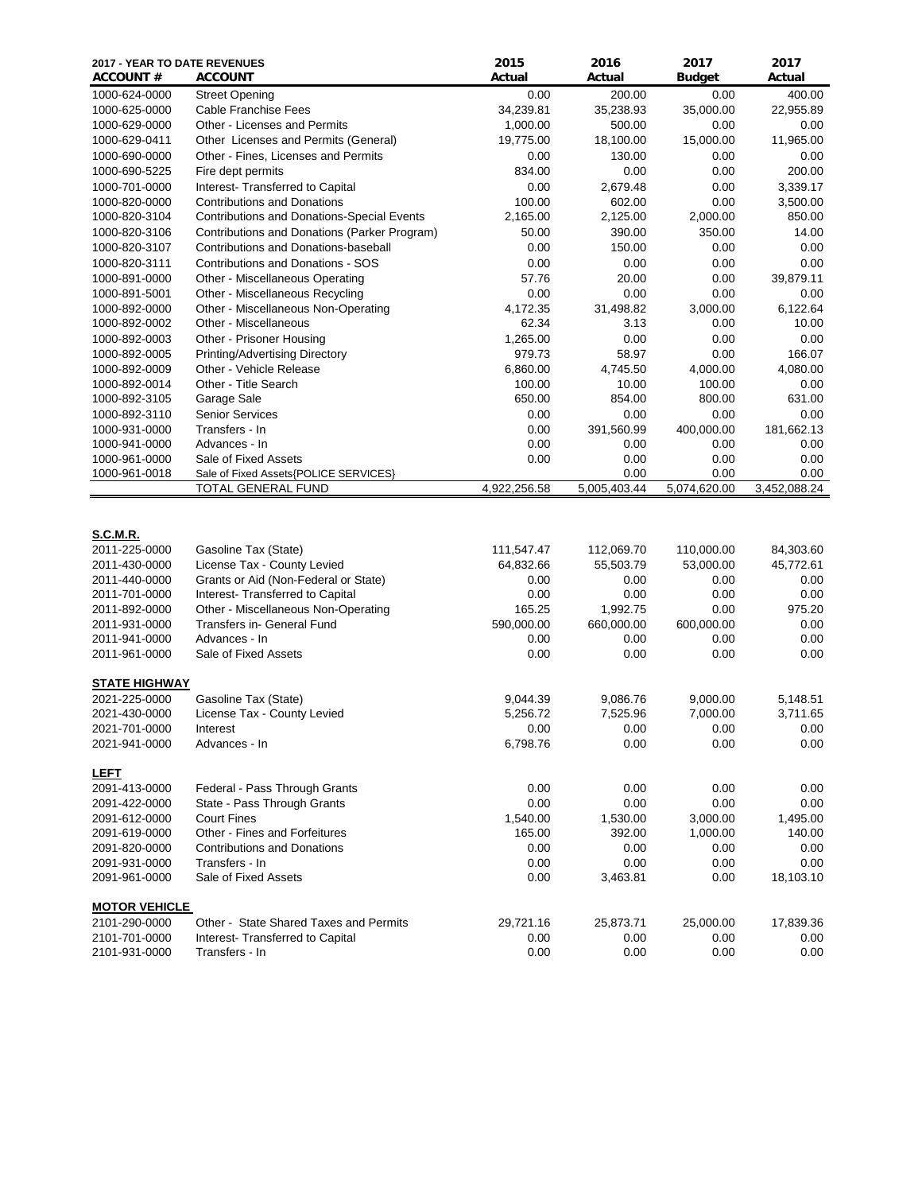| 2017 - YEAR TO DATE REVENUES ACCOUNT # | ACCOUNT | 2015 Actual | 2016 Actual | 2017 Budget | 2017 Actual |
|---|---|---|---|---|---|
| 1000-624-0000 | Street Opening | 0.00 | 200.00 | 0.00 | 400.00 |
| 1000-625-0000 | Cable Franchise Fees | 34,239.81 | 35,238.93 | 35,000.00 | 22,955.89 |
| 1000-629-0000 | Other - Licenses and Permits | 1,000.00 | 500.00 | 0.00 | 0.00 |
| 1000-629-0411 | Other Licenses and Permits (General) | 19,775.00 | 18,100.00 | 15,000.00 | 11,965.00 |
| 1000-690-0000 | Other - Fines, Licenses and Permits | 0.00 | 130.00 | 0.00 | 0.00 |
| 1000-690-5225 | Fire dept permits | 834.00 | 0.00 | 0.00 | 200.00 |
| 1000-701-0000 | Interest- Transferred to Capital | 0.00 | 2,679.48 | 0.00 | 3,339.17 |
| 1000-820-0000 | Contributions and Donations | 100.00 | 602.00 | 0.00 | 3,500.00 |
| 1000-820-3104 | Contributions and Donations-Special Events | 2,165.00 | 2,125.00 | 2,000.00 | 850.00 |
| 1000-820-3106 | Contributions and Donations (Parker Program) | 50.00 | 390.00 | 350.00 | 14.00 |
| 1000-820-3107 | Contributions and Donations-baseball | 0.00 | 150.00 | 0.00 | 0.00 |
| 1000-820-3111 | Contributions and Donations - SOS | 0.00 | 0.00 | 0.00 | 0.00 |
| 1000-891-0000 | Other - Miscellaneous Operating | 57.76 | 20.00 | 0.00 | 39,879.11 |
| 1000-891-5001 | Other - Miscellaneous Recycling | 0.00 | 0.00 | 0.00 | 0.00 |
| 1000-892-0000 | Other - Miscellaneous Non-Operating | 4,172.35 | 31,498.82 | 3,000.00 | 6,122.64 |
| 1000-892-0002 | Other - Miscellaneous | 62.34 | 3.13 | 0.00 | 10.00 |
| 1000-892-0003 | Other - Prisoner Housing | 1,265.00 | 0.00 | 0.00 | 0.00 |
| 1000-892-0005 | Printing/Advertising Directory | 979.73 | 58.97 | 0.00 | 166.07 |
| 1000-892-0009 | Other - Vehicle Release | 6,860.00 | 4,745.50 | 4,000.00 | 4,080.00 |
| 1000-892-0014 | Other - Title Search | 100.00 | 10.00 | 100.00 | 0.00 |
| 1000-892-3105 | Garage Sale | 650.00 | 854.00 | 800.00 | 631.00 |
| 1000-892-3110 | Senior Services | 0.00 | 0.00 | 0.00 | 0.00 |
| 1000-931-0000 | Transfers - In | 0.00 | 391,560.99 | 400,000.00 | 181,662.13 |
| 1000-941-0000 | Advances - In | 0.00 | 0.00 | 0.00 | 0.00 |
| 1000-961-0000 | Sale of Fixed Assets | 0.00 | 0.00 | 0.00 | 0.00 |
| 1000-961-0018 | Sale of Fixed Assets{POLICE SERVICES} | | 0.00 | 0.00 | 0.00 |
| | TOTAL GENERAL FUND | 4,922,256.58 | 5,005,403.44 | 5,074,620.00 | 3,452,088.24 |
| **S.C.M.R.** | | | | | |
| 2011-225-0000 | Gasoline Tax (State) | 111,547.47 | 112,069.70 | 110,000.00 | 84,303.60 |
| 2011-430-0000 | License Tax - County Levied | 64,832.66 | 55,503.79 | 53,000.00 | 45,772.61 |
| 2011-440-0000 | Grants or Aid (Non-Federal or State) | 0.00 | 0.00 | 0.00 | 0.00 |
| 2011-701-0000 | Interest- Transferred to Capital | 0.00 | 0.00 | 0.00 | 0.00 |
| 2011-892-0000 | Other - Miscellaneous Non-Operating | 165.25 | 1,992.75 | 0.00 | 975.20 |
| 2011-931-0000 | Transfers in- General Fund | 590,000.00 | 660,000.00 | 600,000.00 | 0.00 |
| 2011-941-0000 | Advances - In | 0.00 | 0.00 | 0.00 | 0.00 |
| 2011-961-0000 | Sale of Fixed Assets | 0.00 | 0.00 | 0.00 | 0.00 |
| **STATE HIGHWAY** | | | | | |
| 2021-225-0000 | Gasoline Tax (State) | 9,044.39 | 9,086.76 | 9,000.00 | 5,148.51 |
| 2021-430-0000 | License Tax - County Levied | 5,256.72 | 7,525.96 | 7,000.00 | 3,711.65 |
| 2021-701-0000 | Interest | 0.00 | 0.00 | 0.00 | 0.00 |
| 2021-941-0000 | Advances - In | 6,798.76 | 0.00 | 0.00 | 0.00 |
| **LEFT** | | | | | |
| 2091-413-0000 | Federal - Pass Through Grants | 0.00 | 0.00 | 0.00 | 0.00 |
| 2091-422-0000 | State - Pass Through Grants | 0.00 | 0.00 | 0.00 | 0.00 |
| 2091-612-0000 | Court Fines | 1,540.00 | 1,530.00 | 3,000.00 | 1,495.00 |
| 2091-619-0000 | Other - Fines and Forfeitures | 165.00 | 392.00 | 1,000.00 | 140.00 |
| 2091-820-0000 | Contributions and Donations | 0.00 | 0.00 | 0.00 | 0.00 |
| 2091-931-0000 | Transfers - In | 0.00 | 0.00 | 0.00 | 0.00 |
| 2091-961-0000 | Sale of Fixed Assets | 0.00 | 3,463.81 | 0.00 | 18,103.10 |
| **MOTOR VEHICLE** | | | | | |
| 2101-290-0000 | Other - State Shared Taxes and Permits | 29,721.16 | 25,873.71 | 25,000.00 | 17,839.36 |
| 2101-701-0000 | Interest- Transferred to Capital | 0.00 | 0.00 | 0.00 | 0.00 |
| 2101-931-0000 | Transfers - In | 0.00 | 0.00 | 0.00 | 0.00 |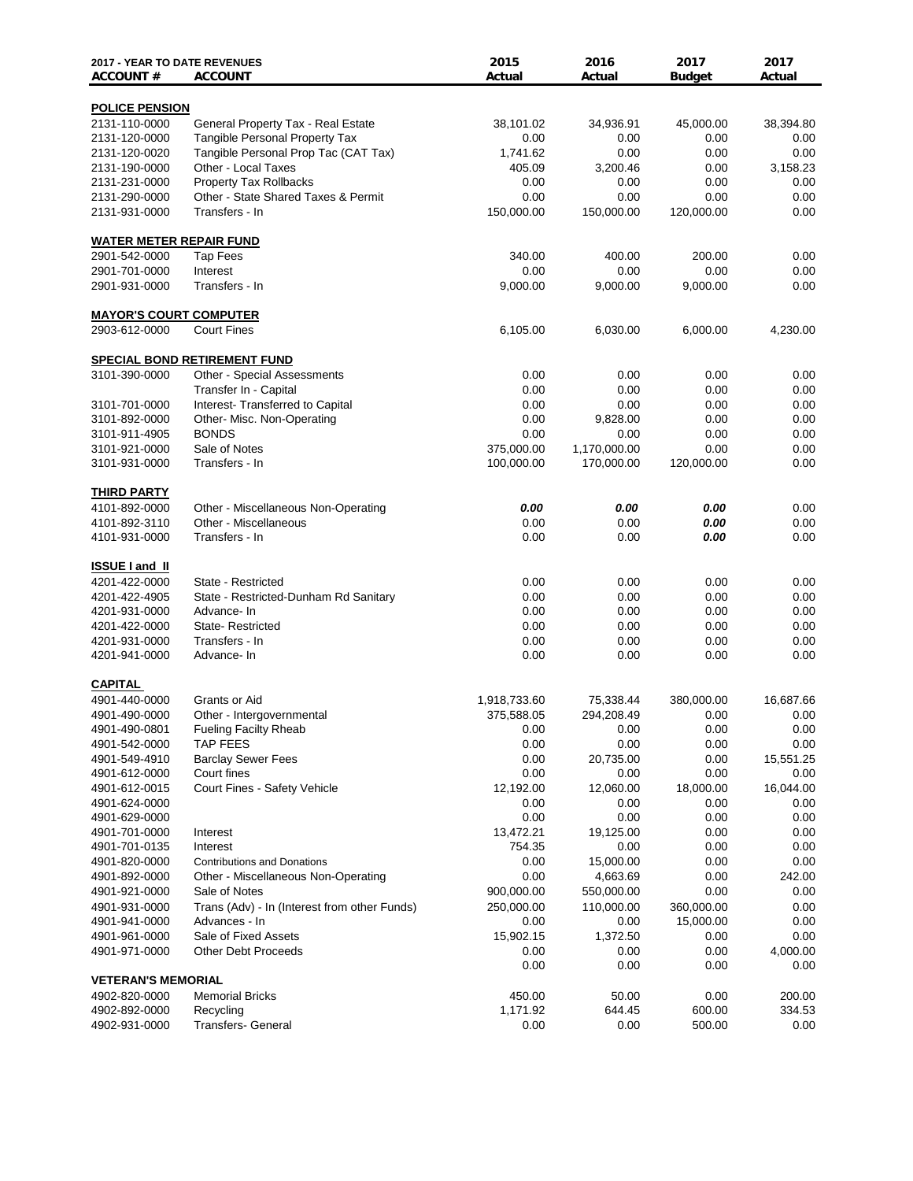| 2017 - YEAR TO DATE REVENUES ACCOUNT # | ACCOUNT | 2015 Actual | 2016 Actual | 2017 Budget | 2017 Actual |
|---|---|---|---|---|---|
| **POLICE PENSION** | | | | | |
| 2131-110-0000 | General Property Tax - Real Estate | 38,101.02 | 34,936.91 | 45,000.00 | 38,394.80 |
| 2131-120-0000 | Tangible Personal Property Tax | 0.00 | 0.00 | 0.00 | 0.00 |
| 2131-120-0020 | Tangible Personal Prop Tac (CAT Tax) | 1,741.62 | 0.00 | 0.00 | 0.00 |
| 2131-190-0000 | Other - Local Taxes | 405.09 | 3,200.46 | 0.00 | 3,158.23 |
| 2131-231-0000 | Property Tax Rollbacks | 0.00 | 0.00 | 0.00 | 0.00 |
| 2131-290-0000 | Other - State Shared Taxes & Permit | 0.00 | 0.00 | 0.00 | 0.00 |
| 2131-931-0000 | Transfers - In | 150,000.00 | 150,000.00 | 120,000.00 | 0.00 |
| **WATER METER REPAIR FUND** | | | | | |
| 2901-542-0000 | Tap Fees | 340.00 | 400.00 | 200.00 | 0.00 |
| 2901-701-0000 | Interest | 0.00 | 0.00 | 0.00 | 0.00 |
| 2901-931-0000 | Transfers - In | 9,000.00 | 9,000.00 | 9,000.00 | 0.00 |
| **MAYOR'S COURT COMPUTER** | | | | | |
| 2903-612-0000 | Court Fines | 6,105.00 | 6,030.00 | 6,000.00 | 4,230.00 |
| **SPECIAL BOND RETIREMENT FUND** | | | | | |
| 3101-390-0000 | Other - Special Assessments | 0.00 | 0.00 | 0.00 | 0.00 |
| | Transfer In - Capital | 0.00 | 0.00 | 0.00 | 0.00 |
| 3101-701-0000 | Interest- Transferred to Capital | 0.00 | 0.00 | 0.00 | 0.00 |
| 3101-892-0000 | Other- Misc. Non-Operating | 0.00 | 9,828.00 | 0.00 | 0.00 |
| 3101-911-4905 | BONDS | 0.00 | 0.00 | 0.00 | 0.00 |
| 3101-921-0000 | Sale of Notes | 375,000.00 | 1,170,000.00 | 0.00 | 0.00 |
| 3101-931-0000 | Transfers - In | 100,000.00 | 170,000.00 | 120,000.00 | 0.00 |
| **THIRD PARTY** | | | | | |
| 4101-892-0000 | Other - Miscellaneous Non-Operating | ***0.00*** | ***0.00*** | ***0.00*** | 0.00 |
| 4101-892-3110 | Other - Miscellaneous | 0.00 | 0.00 | ***0.00*** | 0.00 |
| 4101-931-0000 | Transfers - In | 0.00 | 0.00 | ***0.00*** | 0.00 |
| **ISSUE I and II** | | | | | |
| 4201-422-0000 | State - Restricted | 0.00 | 0.00 | 0.00 | 0.00 |
| 4201-422-4905 | State - Restricted-Dunham Rd Sanitary | 0.00 | 0.00 | 0.00 | 0.00 |
| 4201-931-0000 | Advance- In | 0.00 | 0.00 | 0.00 | 0.00 |
| 4201-422-0000 | State- Restricted | 0.00 | 0.00 | 0.00 | 0.00 |
| 4201-931-0000 | Transfers - In | 0.00 | 0.00 | 0.00 | 0.00 |
| 4201-941-0000 | Advance- In | 0.00 | 0.00 | 0.00 | 0.00 |
| **CAPITAL** | | | | | |
| 4901-440-0000 | Grants or Aid | 1,918,733.60 | 75,338.44 | 380,000.00 | 16,687.66 |
| 4901-490-0000 | Other - Intergovernmental | 375,588.05 | 294,208.49 | 0.00 | 0.00 |
| 4901-490-0801 | Fueling Facilty Rheab | 0.00 | 0.00 | 0.00 | 0.00 |
| 4901-542-0000 | TAP FEES | 0.00 | 0.00 | 0.00 | 0.00 |
| 4901-549-4910 | Barclay Sewer Fees | 0.00 | 20,735.00 | 0.00 | 15,551.25 |
| 4901-612-0000 | Court fines | 0.00 | 0.00 | 0.00 | 0.00 |
| 4901-612-0015 | Court Fines - Safety Vehicle | 12,192.00 | 12,060.00 | 18,000.00 | 16,044.00 |
| 4901-624-0000 | | 0.00 | 0.00 | 0.00 | 0.00 |
| 4901-629-0000 | | 0.00 | 0.00 | 0.00 | 0.00 |
| 4901-701-0000 | Interest | 13,472.21 | 19,125.00 | 0.00 | 0.00 |
| 4901-701-0135 | Interest | 754.35 | 0.00 | 0.00 | 0.00 |
| 4901-820-0000 | Contributions and Donations | 0.00 | 15,000.00 | 0.00 | 0.00 |
| 4901-892-0000 | Other - Miscellaneous Non-Operating | 0.00 | 4,663.69 | 0.00 | 242.00 |
| 4901-921-0000 | Sale of Notes | 900,000.00 | 550,000.00 | 0.00 | 0.00 |
| 4901-931-0000 | Trans (Adv) - In (Interest from other Funds) | 250,000.00 | 110,000.00 | 360,000.00 | 0.00 |
| 4901-941-0000 | Advances - In | 0.00 | 0.00 | 15,000.00 | 0.00 |
| 4901-961-0000 | Sale of Fixed Assets | 15,902.15 | 1,372.50 | 0.00 | 0.00 |
| 4901-971-0000 | Other Debt Proceeds | 0.00 | 0.00 | 0.00 | 4,000.00 |
| | | 0.00 | 0.00 | 0.00 | 0.00 |
| **VETERAN'S MEMORIAL** | | | | | |
| 4902-820-0000 | Memorial Bricks | 450.00 | 50.00 | 0.00 | 200.00 |
| 4902-892-0000 | Recycling | 1,171.92 | 644.45 | 600.00 | 334.53 |
| 4902-931-0000 | Transfers- General | 0.00 | 0.00 | 500.00 | 0.00 |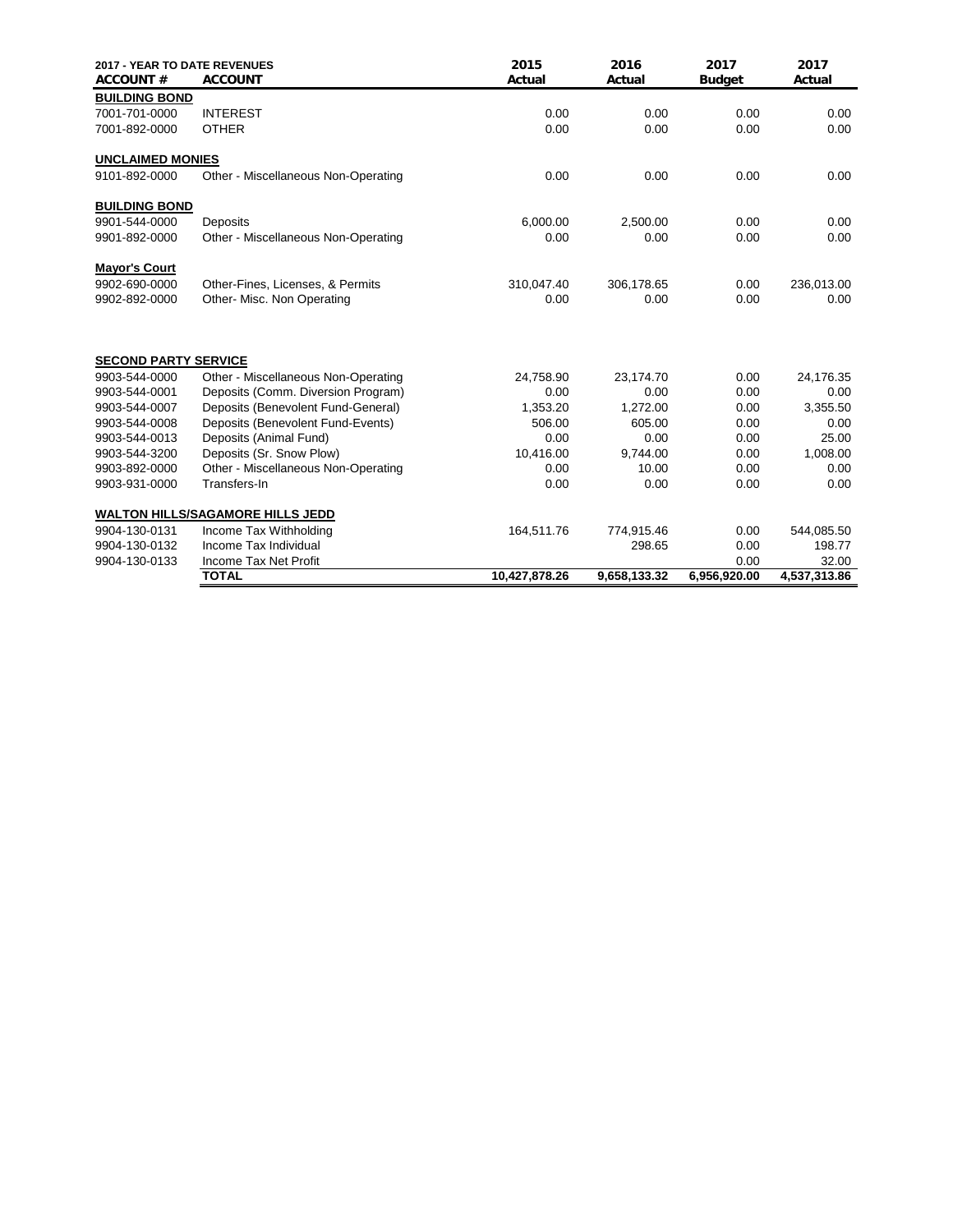| 2017 - YEAR TO DATE REVENUES<br>ACCOUNT # | ACCOUNT | 2015<br>Actual | 2016<br>Actual | 2017<br>Budget | 2017<br>Actual |
|---|---|---|---|---|---|
| **BUILDING BOND** | | | | | |
| 7001-701-0000 | INTEREST | 0.00 | 0.00 | 0.00 | 0.00 |
| 7001-892-0000 | OTHER | 0.00 | 0.00 | 0.00 | 0.00 |
| **UNCLAIMED MONIES** | | | | | |
| 9101-892-0000 | Other - Miscellaneous Non-Operating | 0.00 | 0.00 | 0.00 | 0.00 |
| **BUILDING BOND** | | | | | |
| 9901-544-0000 | Deposits | 6,000.00 | 2,500.00 | 0.00 | 0.00 |
| 9901-892-0000 | Other - Miscellaneous Non-Operating | 0.00 | 0.00 | 0.00 | 0.00 |
| **Mayor's Court** | | | | | |
| 9902-690-0000 | Other-Fines, Licenses, & Permits | 310,047.40 | 306,178.65 | 0.00 | 236,013.00 |
| 9902-892-0000 | Other- Misc. Non Operating | 0.00 | 0.00 | 0.00 | 0.00 |
| **SECOND PARTY SERVICE** | | | | | |
| 9903-544-0000 | Other - Miscellaneous Non-Operating | 24,758.90 | 23,174.70 | 0.00 | 24,176.35 |
| 9903-544-0001 | Deposits (Comm. Diversion Program) | 0.00 | 0.00 | 0.00 | 0.00 |
| 9903-544-0007 | Deposits (Benevolent Fund-General) | 1,353.20 | 1,272.00 | 0.00 | 3,355.50 |
| 9903-544-0008 | Deposits (Benevolent Fund-Events) | 506.00 | 605.00 | 0.00 | 0.00 |
| 9903-544-0013 | Deposits (Animal Fund) | 0.00 | 0.00 | 0.00 | 25.00 |
| 9903-544-3200 | Deposits (Sr. Snow Plow) | 10,416.00 | 9,744.00 | 0.00 | 1,008.00 |
| 9903-892-0000 | Other - Miscellaneous Non-Operating | 0.00 | 10.00 | 0.00 | 0.00 |
| 9903-931-0000 | Transfers-In | 0.00 | 0.00 | 0.00 | 0.00 |
| **WALTON HILLS/SAGAMORE HILLS JEDD** | | | | | |
| 9904-130-0131 | Income Tax Withholding | 164,511.76 | 774,915.46 | 0.00 | 544,085.50 |
| 9904-130-0132 | Income Tax Individual | | 298.65 | 0.00 | 198.77 |
| 9904-130-0133 | Income Tax Net Profit | | | 0.00 | 32.00 |
| | **TOTAL** | **10,427,878.26** | **9,658,133.32** | **6,956,920.00** | **4,537,313.86** |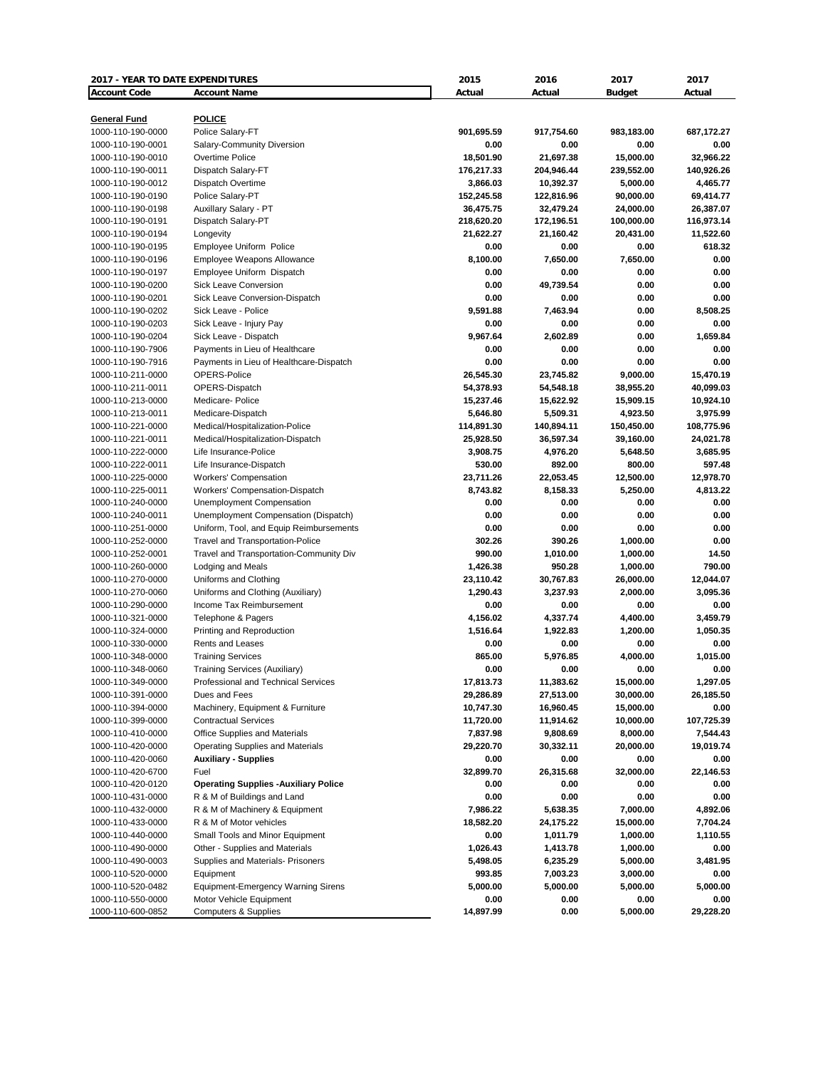| 2017 - YEAR TO DATE EXPENDITURES | | 2015 | 2016 | 2017 | 2017 |
|---|---|---|---|---|---|
| **Account Code** | **Account Name** | **Actual** | **Actual** | **Budget** | **Actual** |
| **General Fund** | **POLICE** | | | | |
| 1000-110-190-0000 | Police Salary-FT | **901,695.59** | **917,754.60** | **983,183.00** | **687,172.27** |
| 1000-110-190-0001 | Salary-Community Diversion | **0.00** | **0.00** | **0.00** | **0.00** |
| 1000-110-190-0010 | Overtime Police | **18,501.90** | **21,697.38** | **15,000.00** | **32,966.22** |
| 1000-110-190-0011 | Dispatch Salary-FT | **176,217.33** | **204,946.44** | **239,552.00** | **140,926.26** |
| 1000-110-190-0012 | Dispatch Overtime | **3,866.03** | **10,392.37** | **5,000.00** | **4,465.77** |
| 1000-110-190-0190 | Police Salary-PT | **152,245.58** | **122,816.96** | **90,000.00** | **69,414.77** |
| 1000-110-190-0198 | Auxillary Salary - PT | **36,475.75** | **32,479.24** | **24,000.00** | **26,387.07** |
| 1000-110-190-0191 | Dispatch Salary-PT | **218,620.20** | **172,196.51** | **100,000.00** | **116,973.14** |
| 1000-110-190-0194 | Longevity | **21,622.27** | **21,160.42** | **20,431.00** | **11,522.60** |
| 1000-110-190-0195 | Employee Uniform Police | **0.00** | **0.00** | **0.00** | **618.32** |
| 1000-110-190-0196 | Employee Weapons Allowance | **8,100.00** | **7,650.00** | **7,650.00** | **0.00** |
| 1000-110-190-0197 | Employee Uniform Dispatch | **0.00** | **0.00** | **0.00** | **0.00** |
| 1000-110-190-0200 | Sick Leave Conversion | **0.00** | **49,739.54** | **0.00** | **0.00** |
| 1000-110-190-0201 | Sick Leave Conversion-Dispatch | **0.00** | **0.00** | **0.00** | **0.00** |
| 1000-110-190-0202 | Sick Leave - Police | **9,591.88** | **7,463.94** | **0.00** | **8,508.25** |
| 1000-110-190-0203 | Sick Leave - Injury Pay | **0.00** | **0.00** | **0.00** | **0.00** |
| 1000-110-190-0204 | Sick Leave - Dispatch | **9,967.64** | **2,602.89** | **0.00** | **1,659.84** |
| 1000-110-190-7906 | Payments in Lieu of Healthcare | **0.00** | **0.00** | **0.00** | **0.00** |
| 1000-110-190-7916 | Payments in Lieu of Healthcare-Dispatch | **0.00** | **0.00** | **0.00** | **0.00** |
| 1000-110-211-0000 | OPERS-Police | **26,545.30** | **23,745.82** | **9,000.00** | **15,470.19** |
| 1000-110-211-0011 | OPERS-Dispatch | **54,378.93** | **54,548.18** | **38,955.20** | **40,099.03** |
| 1000-110-213-0000 | Medicare- Police | **15,237.46** | **15,622.92** | **15,909.15** | **10,924.10** |
| 1000-110-213-0011 | Medicare-Dispatch | **5,646.80** | **5,509.31** | **4,923.50** | **3,975.99** |
| 1000-110-221-0000 | Medical/Hospitalization-Police | **114,891.30** | **140,894.11** | **150,450.00** | **108,775.96** |
| 1000-110-221-0011 | Medical/Hospitalization-Dispatch | **25,928.50** | **36,597.34** | **39,160.00** | **24,021.78** |
| 1000-110-222-0000 | Life Insurance-Police | **3,908.75** | **4,976.20** | **5,648.50** | **3,685.95** |
| 1000-110-222-0011 | Life Insurance-Dispatch | **530.00** | **892.00** | **800.00** | **597.48** |
| 1000-110-225-0000 | Workers' Compensation | **23,711.26** | **22,053.45** | **12,500.00** | **12,978.70** |
| 1000-110-225-0011 | Workers' Compensation-Dispatch | **8,743.82** | **8,158.33** | **5,250.00** | **4,813.22** |
| 1000-110-240-0000 | Unemployment Compensation | **0.00** | **0.00** | **0.00** | **0.00** |
| 1000-110-240-0011 | Unemployment Compensation (Dispatch) | **0.00** | **0.00** | **0.00** | **0.00** |
| 1000-110-251-0000 | Uniform, Tool, and Equip Reimbursements | **0.00** | **0.00** | **0.00** | **0.00** |
| 1000-110-252-0000 | Travel and Transportation-Police | **302.26** | **390.26** | **1,000.00** | **0.00** |
| 1000-110-252-0001 | Travel and Transportation-Community Div | **990.00** | **1,010.00** | **1,000.00** | **14.50** |
| 1000-110-260-0000 | Lodging and Meals | **1,426.38** | **950.28** | **1,000.00** | **790.00** |
| 1000-110-270-0000 | Uniforms and Clothing | **23,110.42** | **30,767.83** | **26,000.00** | **12,044.07** |
| 1000-110-270-0060 | Uniforms and Clothing (Auxiliary) | **1,290.43** | **3,237.93** | **2,000.00** | **3,095.36** |
| 1000-110-290-0000 | Income Tax Reimbursement | **0.00** | **0.00** | **0.00** | **0.00** |
| 1000-110-321-0000 | Telephone & Pagers | **4,156.02** | **4,337.74** | **4,400.00** | **3,459.79** |
| 1000-110-324-0000 | Printing and Reproduction | **1,516.64** | **1,922.83** | **1,200.00** | **1,050.35** |
| 1000-110-330-0000 | Rents and Leases | **0.00** | **0.00** | **0.00** | **0.00** |
| 1000-110-348-0000 | Training Services | **865.00** | **5,976.85** | **4,000.00** | **1,015.00** |
| 1000-110-348-0060 | Training Services (Auxiliary) | **0.00** | **0.00** | **0.00** | **0.00** |
| 1000-110-349-0000 | Professional and Technical Services | **17,813.73** | **11,383.62** | **15,000.00** | **1,297.05** |
| 1000-110-391-0000 | Dues and Fees | **29,286.89** | **27,513.00** | **30,000.00** | **26,185.50** |
| 1000-110-394-0000 | Machinery, Equipment & Furniture | **10,747.30** | **16,960.45** | **15,000.00** | **0.00** |
| 1000-110-399-0000 | Contractual Services | **11,720.00** | **11,914.62** | **10,000.00** | **107,725.39** |
| 1000-110-410-0000 | Office Supplies and Materials | **7,837.98** | **9,808.69** | **8,000.00** | **7,544.43** |
| 1000-110-420-0000 | Operating Supplies and Materials | **29,220.70** | **30,332.11** | **20,000.00** | **19,019.74** |
| 1000-110-420-0060 | **Auxiliary - Supplies** | **0.00** | **0.00** | **0.00** | **0.00** |
| 1000-110-420-6700 | Fuel | **32,899.70** | **26,315.68** | **32,000.00** | **22,146.53** |
| 1000-110-420-0120 | **Operating Supplies -Auxiliary Police** | **0.00** | **0.00** | **0.00** | **0.00** |
| 1000-110-431-0000 | R & M of Buildings and Land | **0.00** | **0.00** | **0.00** | **0.00** |
| 1000-110-432-0000 | R & M of Machinery & Equipment | **7,986.22** | **5,638.35** | **7,000.00** | **4,892.06** |
| 1000-110-433-0000 | R & M of Motor vehicles | **18,582.20** | **24,175.22** | **15,000.00** | **7,704.24** |
| 1000-110-440-0000 | Small Tools and Minor Equipment | **0.00** | **1,011.79** | **1,000.00** | **1,110.55** |
| 1000-110-490-0000 | Other - Supplies and Materials | **1,026.43** | **1,413.78** | **1,000.00** | **0.00** |
| 1000-110-490-0003 | Supplies and Materials- Prisoners | **5,498.05** | **6,235.29** | **5,000.00** | **3,481.95** |
| 1000-110-520-0000 | Equipment | **993.85** | **7,003.23** | **3,000.00** | **0.00** |
| 1000-110-520-0482 | Equipment-Emergency Warning Sirens | **5,000.00** | **5,000.00** | **5,000.00** | **5,000.00** |
| 1000-110-550-0000 | Motor Vehicle Equipment | **0.00** | **0.00** | **0.00** | **0.00** |
| 1000-110-600-0852 | Computers & Supplies | **14,897.99** | **0.00** | **5,000.00** | **29,228.20** |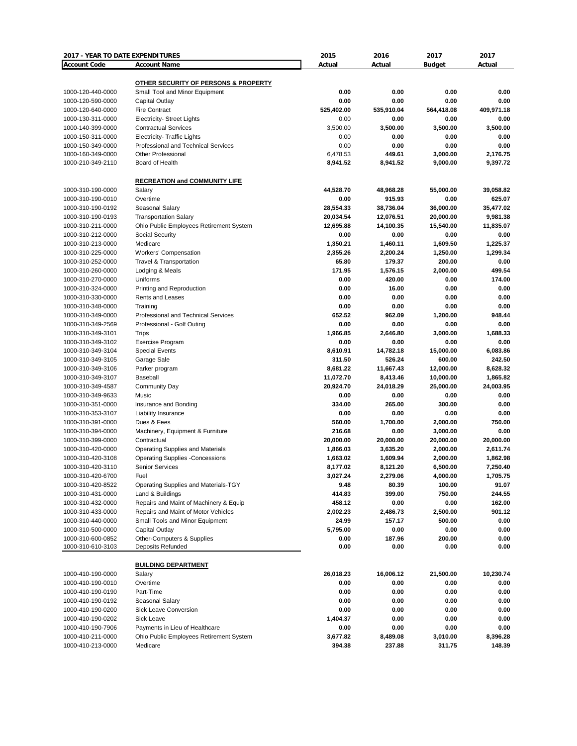| 2017 - YEAR TO DATE EXPENDITURES | | 2015 | 2016 | 2017 | 2017 |
|---|---|---|---|---|---|
| **Account Code** | **Account Name** | **Actual** | **Actual** | **Budget** | **Actual** |
| | **OTHER SECURITY OF PERSONS & PROPERTY** | | | | |
| 1000-120-440-0000 | Small Tool and Minor Equipment | 0.00 | 0.00 | 0.00 | 0.00 |
| 1000-120-590-0000 | Capital Outlay | 0.00 | 0.00 | 0.00 | 0.00 |
| 1000-120-640-0000 | Fire Contract | 525,402.00 | 535,910.04 | 564,418.08 | 409,971.18 |
| 1000-130-311-0000 | Electricity- Street Lights | 0.00 | 0.00 | 0.00 | 0.00 |
| 1000-140-399-0000 | Contractual Services | 3,500.00 | 3,500.00 | 3,500.00 | 3,500.00 |
| 1000-150-311-0000 | Electricity- Traffic Lights | 0.00 | 0.00 | 0.00 | 0.00 |
| 1000-150-349-0000 | Professional and Technical Services | 0.00 | 0.00 | 0.00 | 0.00 |
| 1000-160-349-0000 | Other Professional | 6,478.53 | 449.61 | 3,000.00 | 2,176.75 |
| 1000-210-349-2110 | Board of Health | 8,941.52 | 8,941.52 | 9,000.00 | 9,397.72 |
| | **RECREATION and COMMUNITY LIFE** | | | | |
| 1000-310-190-0000 | Salary | 44,528.70 | 48,968.28 | 55,000.00 | 39,058.82 |
| 1000-310-190-0010 | Overtime | 0.00 | 915.93 | 0.00 | 625.07 |
| 1000-310-190-0192 | Seasonal Salary | 28,554.33 | 38,736.04 | 36,000.00 | 35,477.02 |
| 1000-310-190-0193 | Transportation Salary | 20,034.54 | 12,076.51 | 20,000.00 | 9,981.38 |
| 1000-310-211-0000 | Ohio Public Employees Retirement System | 12,695.88 | 14,100.35 | 15,540.00 | 11,835.07 |
| 1000-310-212-0000 | Social Security | 0.00 | 0.00 | 0.00 | 0.00 |
| 1000-310-213-0000 | Medicare | 1,350.21 | 1,460.11 | 1,609.50 | 1,225.37 |
| 1000-310-225-0000 | Workers' Compensation | 2,355.26 | 2,200.24 | 1,250.00 | 1,299.34 |
| 1000-310-252-0000 | Travel & Transportation | 65.80 | 179.37 | 200.00 | 0.00 |
| 1000-310-260-0000 | Lodging & Meals | 171.95 | 1,576.15 | 2,000.00 | 499.54 |
| 1000-310-270-0000 | Uniforms | 0.00 | 420.00 | 0.00 | 174.00 |
| 1000-310-324-0000 | Printing and Reproduction | 0.00 | 16.00 | 0.00 | 0.00 |
| 1000-310-330-0000 | Rents and Leases | 0.00 | 0.00 | 0.00 | 0.00 |
| 1000-310-348-0000 | Training | 0.00 | 0.00 | 0.00 | 0.00 |
| 1000-310-349-0000 | Professional and Technical Services | 652.52 | 962.09 | 1,200.00 | 948.44 |
| 1000-310-349-2569 | Professional - Golf Outing | 0.00 | 0.00 | 0.00 | 0.00 |
| 1000-310-349-3101 | Trips | 1,966.85 | 2,646.80 | 3,000.00 | 1,688.33 |
| 1000-310-349-3102 | Exercise Program | 0.00 | 0.00 | 0.00 | 0.00 |
| 1000-310-349-3104 | Special Events | 8,610.91 | 14,782.18 | 15,000.00 | 6,083.86 |
| 1000-310-349-3105 | Garage Sale | 311.50 | 526.24 | 600.00 | 242.50 |
| 1000-310-349-3106 | Parker program | 8,681.22 | 11,667.43 | 12,000.00 | 8,628.32 |
| 1000-310-349-3107 | Baseball | 11,072.70 | 8,413.46 | 10,000.00 | 1,865.82 |
| 1000-310-349-4587 | Community Day | 20,924.70 | 24,018.29 | 25,000.00 | 24,003.95 |
| 1000-310-349-9633 | Music | 0.00 | 0.00 | 0.00 | 0.00 |
| 1000-310-351-0000 | Insurance and Bonding | 334.00 | 265.00 | 300.00 | 0.00 |
| 1000-310-353-3107 | Liability Insurance | 0.00 | 0.00 | 0.00 | 0.00 |
| 1000-310-391-0000 | Dues & Fees | 560.00 | 1,700.00 | 2,000.00 | 750.00 |
| 1000-310-394-0000 | Machinery, Equipment & Furniture | 216.68 | 0.00 | 3,000.00 | 0.00 |
| 1000-310-399-0000 | Contractual | 20,000.00 | 20,000.00 | 20,000.00 | 20,000.00 |
| 1000-310-420-0000 | Operating Supplies and Materials | 1,866.03 | 3,635.20 | 2,000.00 | 2,611.74 |
| 1000-310-420-3108 | Operating Supplies -Concessions | 1,663.02 | 1,609.94 | 2,000.00 | 1,862.98 |
| 1000-310-420-3110 | Senior Services | 8,177.02 | 8,121.20 | 6,500.00 | 7,250.40 |
| 1000-310-420-6700 | Fuel | 3,027.24 | 2,279.06 | 4,000.00 | 1,705.75 |
| 1000-310-420-8522 | Operating Supplies and Materials-TGY | 9.48 | 80.39 | 100.00 | 91.07 |
| 1000-310-431-0000 | Land & Buildings | 414.83 | 399.00 | 750.00 | 244.55 |
| 1000-310-432-0000 | Repairs and Maint of Machinery & Equip | 458.12 | 0.00 | 0.00 | 162.00 |
| 1000-310-433-0000 | Repairs and Maint of Motor Vehicles | 2,002.23 | 2,486.73 | 2,500.00 | 901.12 |
| 1000-310-440-0000 | Small Tools and Minor Equipment | 24.99 | 157.17 | 500.00 | 0.00 |
| 1000-310-500-0000 | Capital Outlay | 5,795.00 | 0.00 | 0.00 | 0.00 |
| 1000-310-600-0852 | Other-Computers & Supplies | 0.00 | 187.96 | 200.00 | 0.00 |
| 1000-310-610-3103 | Deposits Refunded | 0.00 | 0.00 | 0.00 | 0.00 |
| | **BUILDING DEPARTMENT** | | | | |
| 1000-410-190-0000 | Salary | 26,018.23 | 16,006.12 | 21,500.00 | 10,230.74 |
| 1000-410-190-0010 | Overtime | 0.00 | 0.00 | 0.00 | 0.00 |
| 1000-410-190-0190 | Part-Time | 0.00 | 0.00 | 0.00 | 0.00 |
| 1000-410-190-0192 | Seasonal Salary | 0.00 | 0.00 | 0.00 | 0.00 |
| 1000-410-190-0200 | Sick Leave Conversion | 0.00 | 0.00 | 0.00 | 0.00 |
| 1000-410-190-0202 | Sick Leave | 1,404.37 | 0.00 | 0.00 | 0.00 |
| 1000-410-190-7906 | Payments in Lieu of Healthcare | 0.00 | 0.00 | 0.00 | 0.00 |
| 1000-410-211-0000 | Ohio Public Employees Retirement System | 3,677.82 | 8,489.08 | 3,010.00 | 8,396.28 |
| 1000-410-213-0000 | Medicare | 394.38 | 237.88 | 311.75 | 148.39 |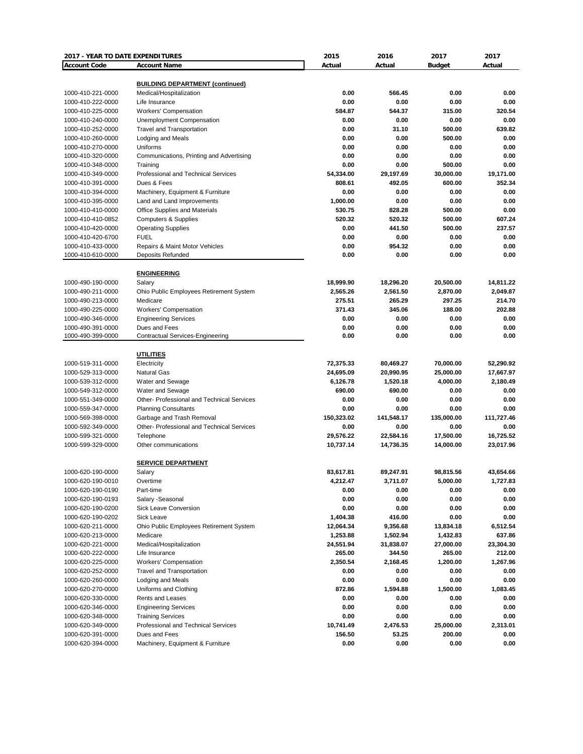| 2017 - YEAR TO DATE EXPENDITURES | | 2015 | 2016 | 2017 | 2017 |
|---|---|---|---|---|---|
| **Account Code** | **Account Name** | **Actual** | **Actual** | **Budget** | **Actual** |
| | **BUILDING DEPARTMENT (continued)** | | | | |
| 1000-410-221-0000 | Medical/Hospitalization | 0.00 | 566.45 | 0.00 | 0.00 |
| 1000-410-222-0000 | Life Insurance | 0.00 | 0.00 | 0.00 | 0.00 |
| 1000-410-225-0000 | Workers' Compensation | 584.87 | 544.37 | 315.00 | 320.54 |
| 1000-410-240-0000 | Unemployment Compensation | 0.00 | 0.00 | 0.00 | 0.00 |
| 1000-410-252-0000 | Travel and Transportation | 0.00 | 31.10 | 500.00 | 639.82 |
| 1000-410-260-0000 | Lodging and Meals | 0.00 | 0.00 | 500.00 | 0.00 |
| 1000-410-270-0000 | Uniforms | 0.00 | 0.00 | 0.00 | 0.00 |
| 1000-410-320-0000 | Communications, Printing and Advertising | 0.00 | 0.00 | 0.00 | 0.00 |
| 1000-410-348-0000 | Training | 0.00 | 0.00 | 500.00 | 0.00 |
| 1000-410-349-0000 | Professional and Technical Services | 54,334.00 | 29,197.69 | 30,000.00 | 19,171.00 |
| 1000-410-391-0000 | Dues & Fees | 808.61 | 492.05 | 600.00 | 352.34 |
| 1000-410-394-0000 | Machinery, Equipment & Furniture | 0.00 | 0.00 | 0.00 | 0.00 |
| 1000-410-395-0000 | Land and Land Improvements | 1,000.00 | 0.00 | 0.00 | 0.00 |
| 1000-410-410-0000 | Office Supplies and Materials | 530.75 | 828.28 | 500.00 | 0.00 |
| 1000-410-410-0852 | Computers & Supplies | 520.32 | 520.32 | 500.00 | 607.24 |
| 1000-410-420-0000 | Operating Supplies | 0.00 | 441.50 | 500.00 | 237.57 |
| 1000-410-420-6700 | FUEL | 0.00 | 0.00 | 0.00 | 0.00 |
| 1000-410-433-0000 | Repairs & Maint Motor Vehicles | 0.00 | 954.32 | 0.00 | 0.00 |
| 1000-410-610-0000 | Deposits Refunded | 0.00 | 0.00 | 0.00 | 0.00 |
| | **ENGINEERING** | | | | |
| 1000-490-190-0000 | Salary | 18,999.90 | 18,296.20 | 20,500.00 | 14,811.22 |
| 1000-490-211-0000 | Ohio Public Employees Retirement System | 2,565.26 | 2,561.50 | 2,870.00 | 2,049.87 |
| 1000-490-213-0000 | Medicare | 275.51 | 265.29 | 297.25 | 214.70 |
| 1000-490-225-0000 | Workers' Compensation | 371.43 | 345.06 | 188.00 | 202.88 |
| 1000-490-346-0000 | Engineering Services | 0.00 | 0.00 | 0.00 | 0.00 |
| 1000-490-391-0000 | Dues and Fees | 0.00 | 0.00 | 0.00 | 0.00 |
| 1000-490-399-0000 | Contractual Services-Engineering | 0.00 | 0.00 | 0.00 | 0.00 |
| | **UTILITIES** | | | | |
| 1000-519-311-0000 | Electricity | 72,375.33 | 80,469.27 | 70,000.00 | 52,290.92 |
| 1000-529-313-0000 | Natural Gas | 24,695.09 | 20,990.95 | 25,000.00 | 17,667.97 |
| 1000-539-312-0000 | Water and Sewage | 6,126.78 | 1,520.18 | 4,000.00 | 2,180.49 |
| 1000-549-312-0000 | Water and Sewage | 690.00 | 690.00 | 0.00 | 0.00 |
| 1000-551-349-0000 | Other- Professional and Technical Services | 0.00 | 0.00 | 0.00 | 0.00 |
| 1000-559-347-0000 | Planning Consultants | 0.00 | 0.00 | 0.00 | 0.00 |
| 1000-569-398-0000 | Garbage and Trash Removal | 150,323.02 | 141,548.17 | 135,000.00 | 111,727.46 |
| 1000-592-349-0000 | Other- Professional and Technical Services | 0.00 | 0.00 | 0.00 | 0.00 |
| 1000-599-321-0000 | Telephone | 29,576.22 | 22,584.16 | 17,500.00 | 16,725.52 |
| 1000-599-329-0000 | Other communications | 10,737.14 | 14,736.35 | 14,000.00 | 23,017.96 |
| | **SERVICE DEPARTMENT** | | | | |
| 1000-620-190-0000 | Salary | 83,617.81 | 89,247.91 | 98,815.56 | 43,654.66 |
| 1000-620-190-0010 | Overtime | 4,212.47 | 3,711.07 | 5,000.00 | 1,727.83 |
| 1000-620-190-0190 | Part-time | 0.00 | 0.00 | 0.00 | 0.00 |
| 1000-620-190-0193 | Salary -Seasonal | 0.00 | 0.00 | 0.00 | 0.00 |
| 1000-620-190-0200 | Sick Leave Conversion | 0.00 | 0.00 | 0.00 | 0.00 |
| 1000-620-190-0202 | Sick Leave | 1,404.38 | 416.00 | 0.00 | 0.00 |
| 1000-620-211-0000 | Ohio Public Employees Retirement System | 12,064.34 | 9,356.68 | 13,834.18 | 6,512.54 |
| 1000-620-213-0000 | Medicare | 1,253.88 | 1,502.94 | 1,432.83 | 637.86 |
| 1000-620-221-0000 | Medical/Hospitalization | 24,551.94 | 31,838.07 | 27,000.00 | 23,304.30 |
| 1000-620-222-0000 | Life Insurance | 265.00 | 344.50 | 265.00 | 212.00 |
| 1000-620-225-0000 | Workers' Compensation | 2,350.54 | 2,168.45 | 1,200.00 | 1,267.96 |
| 1000-620-252-0000 | Travel and Transportation | 0.00 | 0.00 | 0.00 | 0.00 |
| 1000-620-260-0000 | Lodging and Meals | 0.00 | 0.00 | 0.00 | 0.00 |
| 1000-620-270-0000 | Uniforms and Clothing | 872.86 | 1,594.88 | 1,500.00 | 1,083.45 |
| 1000-620-330-0000 | Rents and Leases | 0.00 | 0.00 | 0.00 | 0.00 |
| 1000-620-346-0000 | Engineering Services | 0.00 | 0.00 | 0.00 | 0.00 |
| 1000-620-348-0000 | Training Services | 0.00 | 0.00 | 0.00 | 0.00 |
| 1000-620-349-0000 | Professional and Technical Services | 10,741.49 | 2,476.53 | 25,000.00 | 2,313.01 |
| 1000-620-391-0000 | Dues and Fees | 156.50 | 53.25 | 200.00 | 0.00 |
| 1000-620-394-0000 | Machinery, Equipment & Furniture | 0.00 | 0.00 | 0.00 | 0.00 |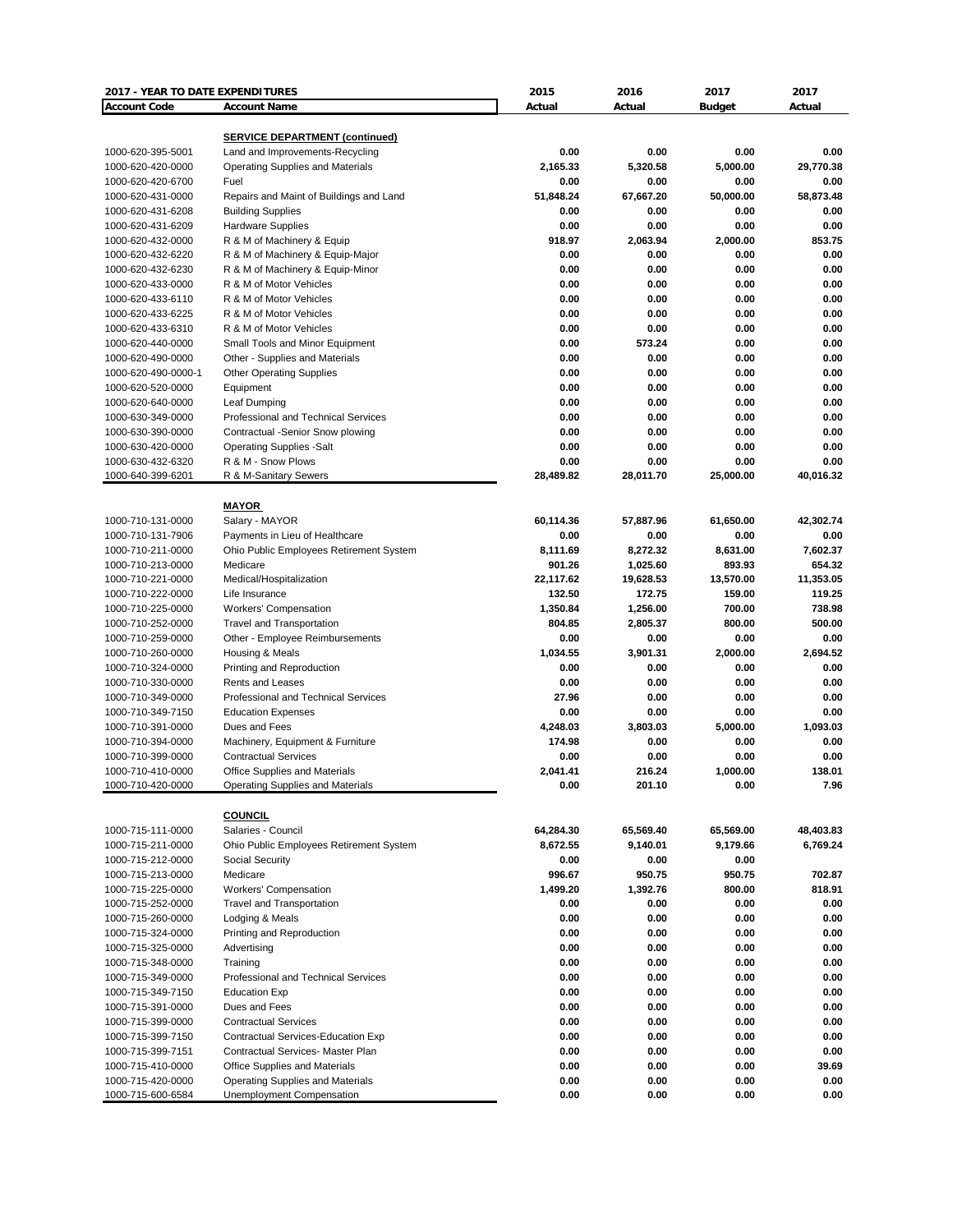| 2017 - YEAR TO DATE EXPENDITURES | | 2015 | 2016 | 2017 | 2017 |
|---|---|---|---|---|---|
| **Account Code** | **Account Name** | **Actual** | **Actual** | **Budget** | **Actual** |
| | **SERVICE DEPARTMENT (continued)** | | | | |
| 1000-620-395-5001 | Land and Improvements-Recycling | 0.00 | 0.00 | 0.00 | 0.00 |
| 1000-620-420-0000 | Operating Supplies and Materials | 2,165.33 | 5,320.58 | 5,000.00 | 29,770.38 |
| 1000-620-420-6700 | Fuel | 0.00 | 0.00 | 0.00 | 0.00 |
| 1000-620-431-0000 | Repairs and Maint of Buildings and Land | 51,848.24 | 67,667.20 | 50,000.00 | 58,873.48 |
| 1000-620-431-6208 | Building Supplies | 0.00 | 0.00 | 0.00 | 0.00 |
| 1000-620-431-6209 | Hardware Supplies | 0.00 | 0.00 | 0.00 | 0.00 |
| 1000-620-432-0000 | R & M of Machinery & Equip | 918.97 | 2,063.94 | 2,000.00 | 853.75 |
| 1000-620-432-6220 | R & M of Machinery & Equip-Major | 0.00 | 0.00 | 0.00 | 0.00 |
| 1000-620-432-6230 | R & M of Machinery & Equip-Minor | 0.00 | 0.00 | 0.00 | 0.00 |
| 1000-620-433-0000 | R & M of Motor Vehicles | 0.00 | 0.00 | 0.00 | 0.00 |
| 1000-620-433-6110 | R & M of Motor Vehicles | 0.00 | 0.00 | 0.00 | 0.00 |
| 1000-620-433-6225 | R & M of Motor Vehicles | 0.00 | 0.00 | 0.00 | 0.00 |
| 1000-620-433-6310 | R & M of Motor Vehicles | 0.00 | 0.00 | 0.00 | 0.00 |
| 1000-620-440-0000 | Small Tools and Minor Equipment | 0.00 | 573.24 | 0.00 | 0.00 |
| 1000-620-490-0000 | Other - Supplies and Materials | 0.00 | 0.00 | 0.00 | 0.00 |
| 1000-620-490-0000-1 | Other Operating Supplies | 0.00 | 0.00 | 0.00 | 0.00 |
| 1000-620-520-0000 | Equipment | 0.00 | 0.00 | 0.00 | 0.00 |
| 1000-620-640-0000 | Leaf Dumping | 0.00 | 0.00 | 0.00 | 0.00 |
| 1000-630-349-0000 | Professional and Technical Services | 0.00 | 0.00 | 0.00 | 0.00 |
| 1000-630-390-0000 | Contractual -Senior Snow plowing | 0.00 | 0.00 | 0.00 | 0.00 |
| 1000-630-420-0000 | Operating Supplies -Salt | 0.00 | 0.00 | 0.00 | 0.00 |
| 1000-630-432-6320 | R & M - Snow Plows | 0.00 | 0.00 | 0.00 | 0.00 |
| 1000-640-399-6201 | R & M-Sanitary Sewers | 28,489.82 | 28,011.70 | 25,000.00 | 40,016.32 |
| | **MAYOR** | | | | |
| 1000-710-131-0000 | Salary - MAYOR | 60,114.36 | 57,887.96 | 61,650.00 | 42,302.74 |
| 1000-710-131-7906 | Payments in Lieu of Healthcare | 0.00 | 0.00 | 0.00 | 0.00 |
| 1000-710-211-0000 | Ohio Public Employees Retirement System | 8,111.69 | 8,272.32 | 8,631.00 | 7,602.37 |
| 1000-710-213-0000 | Medicare | 901.26 | 1,025.60 | 893.93 | 654.32 |
| 1000-710-221-0000 | Medical/Hospitalization | 22,117.62 | 19,628.53 | 13,570.00 | 11,353.05 |
| 1000-710-222-0000 | Life Insurance | 132.50 | 172.75 | 159.00 | 119.25 |
| 1000-710-225-0000 | Workers' Compensation | 1,350.84 | 1,256.00 | 700.00 | 738.98 |
| 1000-710-252-0000 | Travel and Transportation | 804.85 | 2,805.37 | 800.00 | 500.00 |
| 1000-710-259-0000 | Other - Employee Reimbursements | 0.00 | 0.00 | 0.00 | 0.00 |
| 1000-710-260-0000 | Housing & Meals | 1,034.55 | 3,901.31 | 2,000.00 | 2,694.52 |
| 1000-710-324-0000 | Printing and Reproduction | 0.00 | 0.00 | 0.00 | 0.00 |
| 1000-710-330-0000 | Rents and Leases | 0.00 | 0.00 | 0.00 | 0.00 |
| 1000-710-349-0000 | Professional and Technical Services | 27.96 | 0.00 | 0.00 | 0.00 |
| 1000-710-349-7150 | Education Expenses | 0.00 | 0.00 | 0.00 | 0.00 |
| 1000-710-391-0000 | Dues and Fees | 4,248.03 | 3,803.03 | 5,000.00 | 1,093.03 |
| 1000-710-394-0000 | Machinery, Equipment & Furniture | 174.98 | 0.00 | 0.00 | 0.00 |
| 1000-710-399-0000 | Contractual Services | 0.00 | 0.00 | 0.00 | 0.00 |
| 1000-710-410-0000 | Office Supplies and Materials | 2,041.41 | 216.24 | 1,000.00 | 138.01 |
| 1000-710-420-0000 | Operating Supplies and Materials | 0.00 | 201.10 | 0.00 | 7.96 |
| | **COUNCIL** | | | | |
| 1000-715-111-0000 | Salaries - Council | 64,284.30 | 65,569.40 | 65,569.00 | 48,403.83 |
| 1000-715-211-0000 | Ohio Public Employees Retirement System | 8,672.55 | 9,140.01 | 9,179.66 | 6,769.24 |
| 1000-715-212-0000 | Social Security | 0.00 | 0.00 | 0.00 | |
| 1000-715-213-0000 | Medicare | 996.67 | 950.75 | 950.75 | 702.87 |
| 1000-715-225-0000 | Workers' Compensation | 1,499.20 | 1,392.76 | 800.00 | 818.91 |
| 1000-715-252-0000 | Travel and Transportation | 0.00 | 0.00 | 0.00 | 0.00 |
| 1000-715-260-0000 | Lodging & Meals | 0.00 | 0.00 | 0.00 | 0.00 |
| 1000-715-324-0000 | Printing and Reproduction | 0.00 | 0.00 | 0.00 | 0.00 |
| 1000-715-325-0000 | Advertising | 0.00 | 0.00 | 0.00 | 0.00 |
| 1000-715-348-0000 | Training | 0.00 | 0.00 | 0.00 | 0.00 |
| 1000-715-349-0000 | Professional and Technical Services | 0.00 | 0.00 | 0.00 | 0.00 |
| 1000-715-349-7150 | Education Exp | 0.00 | 0.00 | 0.00 | 0.00 |
| 1000-715-391-0000 | Dues and Fees | 0.00 | 0.00 | 0.00 | 0.00 |
| 1000-715-399-0000 | Contractual Services | 0.00 | 0.00 | 0.00 | 0.00 |
| 1000-715-399-7150 | Contractual Services-Education Exp | 0.00 | 0.00 | 0.00 | 0.00 |
| 1000-715-399-7151 | Contractual Services- Master Plan | 0.00 | 0.00 | 0.00 | 0.00 |
| 1000-715-410-0000 | Office Supplies and Materials | 0.00 | 0.00 | 0.00 | 39.69 |
| 1000-715-420-0000 | Operating Supplies and Materials | 0.00 | 0.00 | 0.00 | 0.00 |
| 1000-715-600-6584 | Unemployment Compensation | 0.00 | 0.00 | 0.00 | 0.00 |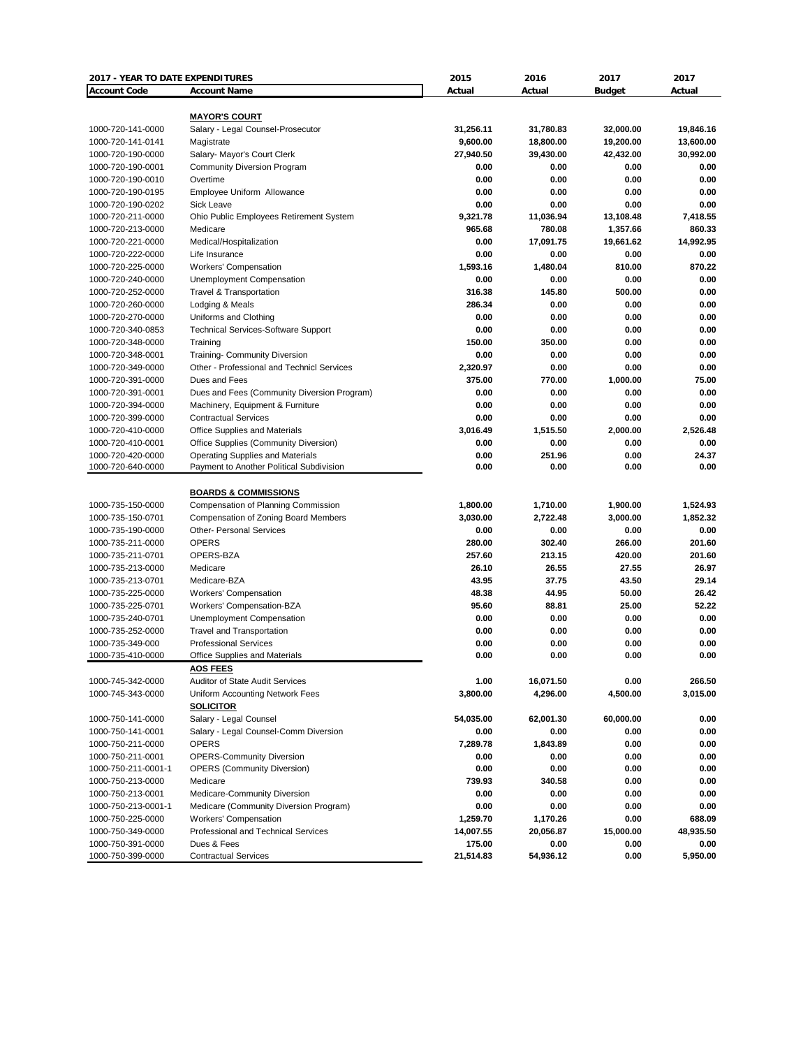| 2017 - YEAR TO DATE EXPENDITURES | | 2015 | 2016 | 2017 | 2017 |
|---|---|---|---|---|---|
| **Account Code** | **Account Name** | **Actual** | **Actual** | **Budget** | **Actual** |
| | **MAYOR'S COURT** | | | | |
| 1000-720-141-0000 | Salary - Legal Counsel-Prosecutor | 31,256.11 | 31,780.83 | 32,000.00 | 19,846.16 |
| 1000-720-141-0141 | Magistrate | 9,600.00 | 18,800.00 | 19,200.00 | 13,600.00 |
| 1000-720-190-0000 | Salary- Mayor's Court Clerk | 27,940.50 | 39,430.00 | 42,432.00 | 30,992.00 |
| 1000-720-190-0001 | Community Diversion Program | 0.00 | 0.00 | 0.00 | 0.00 |
| 1000-720-190-0010 | Overtime | 0.00 | 0.00 | 0.00 | 0.00 |
| 1000-720-190-0195 | Employee Uniform Allowance | 0.00 | 0.00 | 0.00 | 0.00 |
| 1000-720-190-0202 | Sick Leave | 0.00 | 0.00 | 0.00 | 0.00 |
| 1000-720-211-0000 | Ohio Public Employees Retirement System | 9,321.78 | 11,036.94 | 13,108.48 | 7,418.55 |
| 1000-720-213-0000 | Medicare | 965.68 | 780.08 | 1,357.66 | 860.33 |
| 1000-720-221-0000 | Medical/Hospitalization | 0.00 | 17,091.75 | 19,661.62 | 14,992.95 |
| 1000-720-222-0000 | Life Insurance | 0.00 | 0.00 | 0.00 | 0.00 |
| 1000-720-225-0000 | Workers' Compensation | 1,593.16 | 1,480.04 | 810.00 | 870.22 |
| 1000-720-240-0000 | Unemployment Compensation | 0.00 | 0.00 | 0.00 | 0.00 |
| 1000-720-252-0000 | Travel & Transportation | 316.38 | 145.80 | 500.00 | 0.00 |
| 1000-720-260-0000 | Lodging & Meals | 286.34 | 0.00 | 0.00 | 0.00 |
| 1000-720-270-0000 | Uniforms and Clothing | 0.00 | 0.00 | 0.00 | 0.00 |
| 1000-720-340-0853 | Technical Services-Software Support | 0.00 | 0.00 | 0.00 | 0.00 |
| 1000-720-348-0000 | Training | 150.00 | 350.00 | 0.00 | 0.00 |
| 1000-720-348-0001 | Training- Community Diversion | 0.00 | 0.00 | 0.00 | 0.00 |
| 1000-720-349-0000 | Other - Professional and Technicl Services | 2,320.97 | 0.00 | 0.00 | 0.00 |
| 1000-720-391-0000 | Dues and Fees | 375.00 | 770.00 | 1,000.00 | 75.00 |
| 1000-720-391-0001 | Dues and Fees (Community Diversion Program) | 0.00 | 0.00 | 0.00 | 0.00 |
| 1000-720-394-0000 | Machinery, Equipment & Furniture | 0.00 | 0.00 | 0.00 | 0.00 |
| 1000-720-399-0000 | Contractual Services | 0.00 | 0.00 | 0.00 | 0.00 |
| 1000-720-410-0000 | Office Supplies and Materials | 3,016.49 | 1,515.50 | 2,000.00 | 2,526.48 |
| 1000-720-410-0001 | Office Supplies (Community Diversion) | 0.00 | 0.00 | 0.00 | 0.00 |
| 1000-720-420-0000 | Operating Supplies and Materials | 0.00 | 251.96 | 0.00 | 24.37 |
| 1000-720-640-0000 | Payment to Another Political Subdivision | 0.00 | 0.00 | 0.00 | 0.00 |
| | **BOARDS & COMMISSIONS** | | | | |
| 1000-735-150-0000 | Compensation of Planning Commission | 1,800.00 | 1,710.00 | 1,900.00 | 1,524.93 |
| 1000-735-150-0701 | Compensation of Zoning Board Members | 3,030.00 | 2,722.48 | 3,000.00 | 1,852.32 |
| 1000-735-190-0000 | Other- Personal Services | 0.00 | 0.00 | 0.00 | 0.00 |
| 1000-735-211-0000 | OPERS | 280.00 | 302.40 | 266.00 | 201.60 |
| 1000-735-211-0701 | OPERS-BZA | 257.60 | 213.15 | 420.00 | 201.60 |
| 1000-735-213-0000 | Medicare | 26.10 | 26.55 | 27.55 | 26.97 |
| 1000-735-213-0701 | Medicare-BZA | 43.95 | 37.75 | 43.50 | 29.14 |
| 1000-735-225-0000 | Workers' Compensation | 48.38 | 44.95 | 50.00 | 26.42 |
| 1000-735-225-0701 | Workers' Compensation-BZA | 95.60 | 88.81 | 25.00 | 52.22 |
| 1000-735-240-0701 | Unemployment Compensation | 0.00 | 0.00 | 0.00 | 0.00 |
| 1000-735-252-0000 | Travel and Transportation | 0.00 | 0.00 | 0.00 | 0.00 |
| 1000-735-349-000 | Professional Services | 0.00 | 0.00 | 0.00 | 0.00 |
| 1000-735-410-0000 | Office Supplies and Materials | 0.00 | 0.00 | 0.00 | 0.00 |
| | **AOS FEES** | | | | |
| 1000-745-342-0000 | Auditor of State Audit Services | 1.00 | 16,071.50 | 0.00 | 266.50 |
| 1000-745-343-0000 | Uniform Accounting Network Fees | 3,800.00 | 4,296.00 | 4,500.00 | 3,015.00 |
| | **SOLICITOR** | | | | |
| 1000-750-141-0000 | Salary - Legal Counsel | 54,035.00 | 62,001.30 | 60,000.00 | 0.00 |
| 1000-750-141-0001 | Salary - Legal Counsel-Comm Diversion | 0.00 | 0.00 | 0.00 | 0.00 |
| 1000-750-211-0000 | OPERS | 7,289.78 | 1,843.89 | 0.00 | 0.00 |
| 1000-750-211-0001 | OPERS-Community Diversion | 0.00 | 0.00 | 0.00 | 0.00 |
| 1000-750-211-0001-1 | OPERS (Community Diversion) | 0.00 | 0.00 | 0.00 | 0.00 |
| 1000-750-213-0000 | Medicare | 739.93 | 340.58 | 0.00 | 0.00 |
| 1000-750-213-0001 | Medicare-Community Diversion | 0.00 | 0.00 | 0.00 | 0.00 |
| 1000-750-213-0001-1 | Medicare (Community Diversion Program) | 0.00 | 0.00 | 0.00 | 0.00 |
| 1000-750-225-0000 | Workers' Compensation | 1,259.70 | 1,170.26 | 0.00 | 688.09 |
| 1000-750-349-0000 | Professional and Technical Services | 14,007.55 | 20,056.87 | 15,000.00 | 48,935.50 |
| 1000-750-391-0000 | Dues & Fees | 175.00 | 0.00 | 0.00 | 0.00 |
| 1000-750-399-0000 | Contractual Services | 21,514.83 | 54,936.12 | 0.00 | 5,950.00 |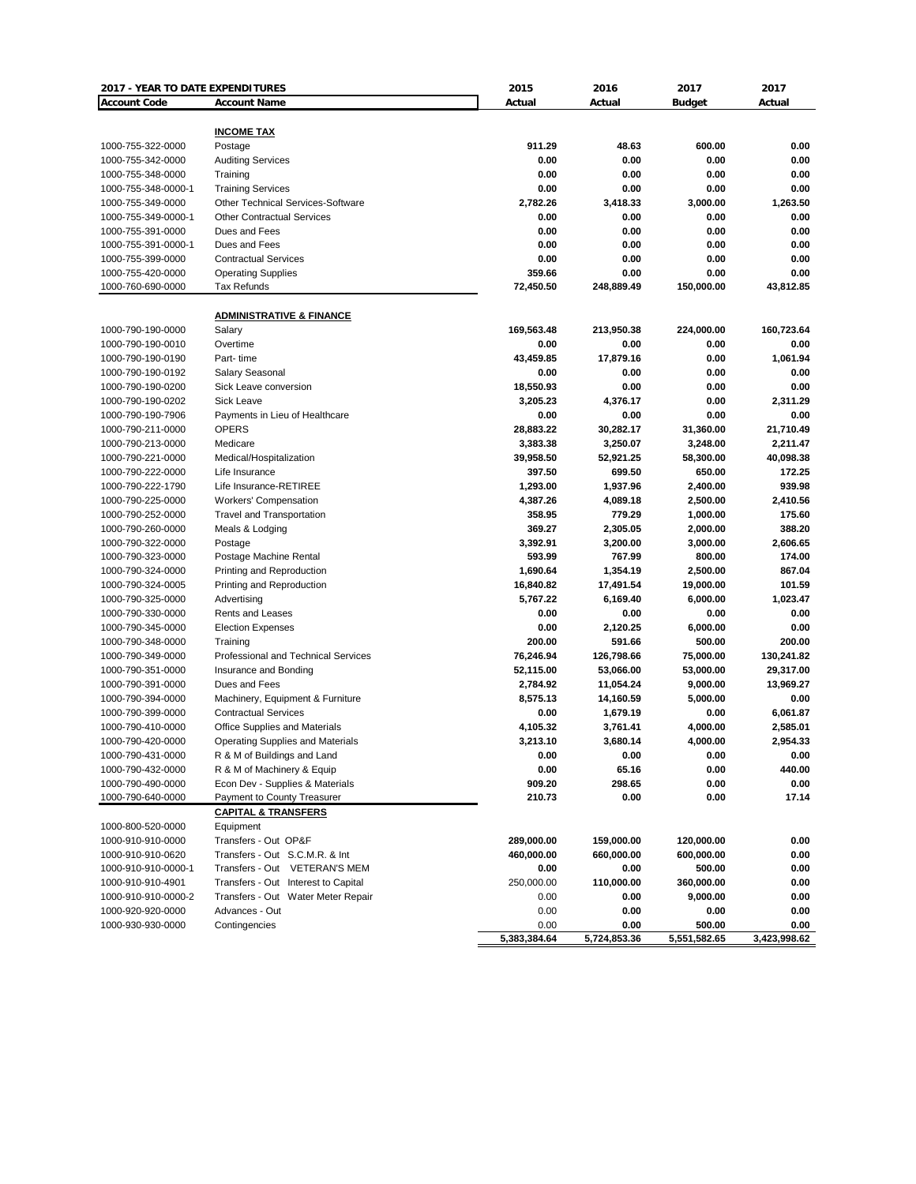| 2017 - YEAR TO DATE EXPENDITURES | | 2015 | 2016 | 2017 | 2017 |
|---|---|---|---|---|---|
| **Account Code** | **Account Name** | **Actual** | **Actual** | **Budget** | **Actual** |
| | **INCOME TAX** | | | | |
| 1000-755-322-0000 | Postage | 911.29 | 48.63 | 600.00 | 0.00 |
| 1000-755-342-0000 | Auditing Services | 0.00 | 0.00 | 0.00 | 0.00 |
| 1000-755-348-0000 | Training | 0.00 | 0.00 | 0.00 | 0.00 |
| 1000-755-348-0000-1 | Training Services | 0.00 | 0.00 | 0.00 | 0.00 |
| 1000-755-349-0000 | Other Technical Services-Software | 2,782.26 | 3,418.33 | 3,000.00 | 1,263.50 |
| 1000-755-349-0000-1 | Other Contractual Services | 0.00 | 0.00 | 0.00 | 0.00 |
| 1000-755-391-0000 | Dues and Fees | 0.00 | 0.00 | 0.00 | 0.00 |
| 1000-755-391-0000-1 | Dues and Fees | 0.00 | 0.00 | 0.00 | 0.00 |
| 1000-755-399-0000 | Contractual Services | 0.00 | 0.00 | 0.00 | 0.00 |
| 1000-755-420-0000 | Operating Supplies | 359.66 | 0.00 | 0.00 | 0.00 |
| 1000-760-690-0000 | Tax Refunds | 72,450.50 | 248,889.49 | 150,000.00 | 43,812.85 |
| | **ADMINISTRATIVE & FINANCE** | | | | |
| 1000-790-190-0000 | Salary | 169,563.48 | 213,950.38 | 224,000.00 | 160,723.64 |
| 1000-790-190-0010 | Overtime | 0.00 | 0.00 | 0.00 | 0.00 |
| 1000-790-190-0190 | Part- time | 43,459.85 | 17,879.16 | 0.00 | 1,061.94 |
| 1000-790-190-0192 | Salary Seasonal | 0.00 | 0.00 | 0.00 | 0.00 |
| 1000-790-190-0200 | Sick Leave conversion | 18,550.93 | 0.00 | 0.00 | 0.00 |
| 1000-790-190-0202 | Sick Leave | 3,205.23 | 4,376.17 | 0.00 | 2,311.29 |
| 1000-790-190-7906 | Payments in Lieu of Healthcare | 0.00 | 0.00 | 0.00 | 0.00 |
| 1000-790-211-0000 | OPERS | 28,883.22 | 30,282.17 | 31,360.00 | 21,710.49 |
| 1000-790-213-0000 | Medicare | 3,383.38 | 3,250.07 | 3,248.00 | 2,211.47 |
| 1000-790-221-0000 | Medical/Hospitalization | 39,958.50 | 52,921.25 | 58,300.00 | 40,098.38 |
| 1000-790-222-0000 | Life Insurance | 397.50 | 699.50 | 650.00 | 172.25 |
| 1000-790-222-1790 | Life Insurance-RETIREE | 1,293.00 | 1,937.96 | 2,400.00 | 939.98 |
| 1000-790-225-0000 | Workers' Compensation | 4,387.26 | 4,089.18 | 2,500.00 | 2,410.56 |
| 1000-790-252-0000 | Travel and Transportation | 358.95 | 779.29 | 1,000.00 | 175.60 |
| 1000-790-260-0000 | Meals & Lodging | 369.27 | 2,305.05 | 2,000.00 | 388.20 |
| 1000-790-322-0000 | Postage | 3,392.91 | 3,200.00 | 3,000.00 | 2,606.65 |
| 1000-790-323-0000 | Postage Machine Rental | 593.99 | 767.99 | 800.00 | 174.00 |
| 1000-790-324-0000 | Printing and Reproduction | 1,690.64 | 1,354.19 | 2,500.00 | 867.04 |
| 1000-790-324-0005 | Printing and Reproduction | 16,840.82 | 17,491.54 | 19,000.00 | 101.59 |
| 1000-790-325-0000 | Advertising | 5,767.22 | 6,169.40 | 6,000.00 | 1,023.47 |
| 1000-790-330-0000 | Rents and Leases | 0.00 | 0.00 | 0.00 | 0.00 |
| 1000-790-345-0000 | Election Expenses | 0.00 | 2,120.25 | 6,000.00 | 0.00 |
| 1000-790-348-0000 | Training | 200.00 | 591.66 | 500.00 | 200.00 |
| 1000-790-349-0000 | Professional and Technical Services | 76,246.94 | 126,798.66 | 75,000.00 | 130,241.82 |
| 1000-790-351-0000 | Insurance and Bonding | 52,115.00 | 53,066.00 | 53,000.00 | 29,317.00 |
| 1000-790-391-0000 | Dues and Fees | 2,784.92 | 11,054.24 | 9,000.00 | 13,969.27 |
| 1000-790-394-0000 | Machinery, Equipment & Furniture | 8,575.13 | 14,160.59 | 5,000.00 | 0.00 |
| 1000-790-399-0000 | Contractual Services | 0.00 | 1,679.19 | 0.00 | 6,061.87 |
| 1000-790-410-0000 | Office Supplies and Materials | 4,105.32 | 3,761.41 | 4,000.00 | 2,585.01 |
| 1000-790-420-0000 | Operating Supplies and Materials | 3,213.10 | 3,680.14 | 4,000.00 | 2,954.33 |
| 1000-790-431-0000 | R & M of Buildings and Land | 0.00 | 0.00 | 0.00 | 0.00 |
| 1000-790-432-0000 | R & M of Machinery & Equip | 0.00 | 65.16 | 0.00 | 440.00 |
| 1000-790-490-0000 | Econ Dev - Supplies & Materials | 909.20 | 298.65 | 0.00 | 0.00 |
| 1000-790-640-0000 | Payment to County Treasurer | 210.73 | 0.00 | 0.00 | 17.14 |
| | **CAPITAL & TRANSFERS** | | | | |
| 1000-800-520-0000 | Equipment | | | | |
| 1000-910-910-0000 | Transfers - Out OP&F | 289,000.00 | 159,000.00 | 120,000.00 | 0.00 |
| 1000-910-910-0620 | Transfers - Out S.C.M.R. & Int | 460,000.00 | 660,000.00 | 600,000.00 | 0.00 |
| 1000-910-910-0000-1 | Transfers - Out VETERAN'S MEM | 0.00 | 0.00 | 500.00 | 0.00 |
| 1000-910-910-4901 | Transfers - Out Interest to Capital | 250,000.00 | 110,000.00 | 360,000.00 | 0.00 |
| 1000-910-910-0000-2 | Transfers - Out Water Meter Repair | 0.00 | 0.00 | 9,000.00 | 0.00 |
| 1000-920-920-0000 | Advances - Out | 0.00 | 0.00 | 0.00 | 0.00 |
| 1000-930-930-0000 | Contingencies | 0.00 | 0.00 | 500.00 | 0.00 |
| | | 5,383,384.64 | 5,724,853.36 | 5,551,582.65 | 3,423,998.62 |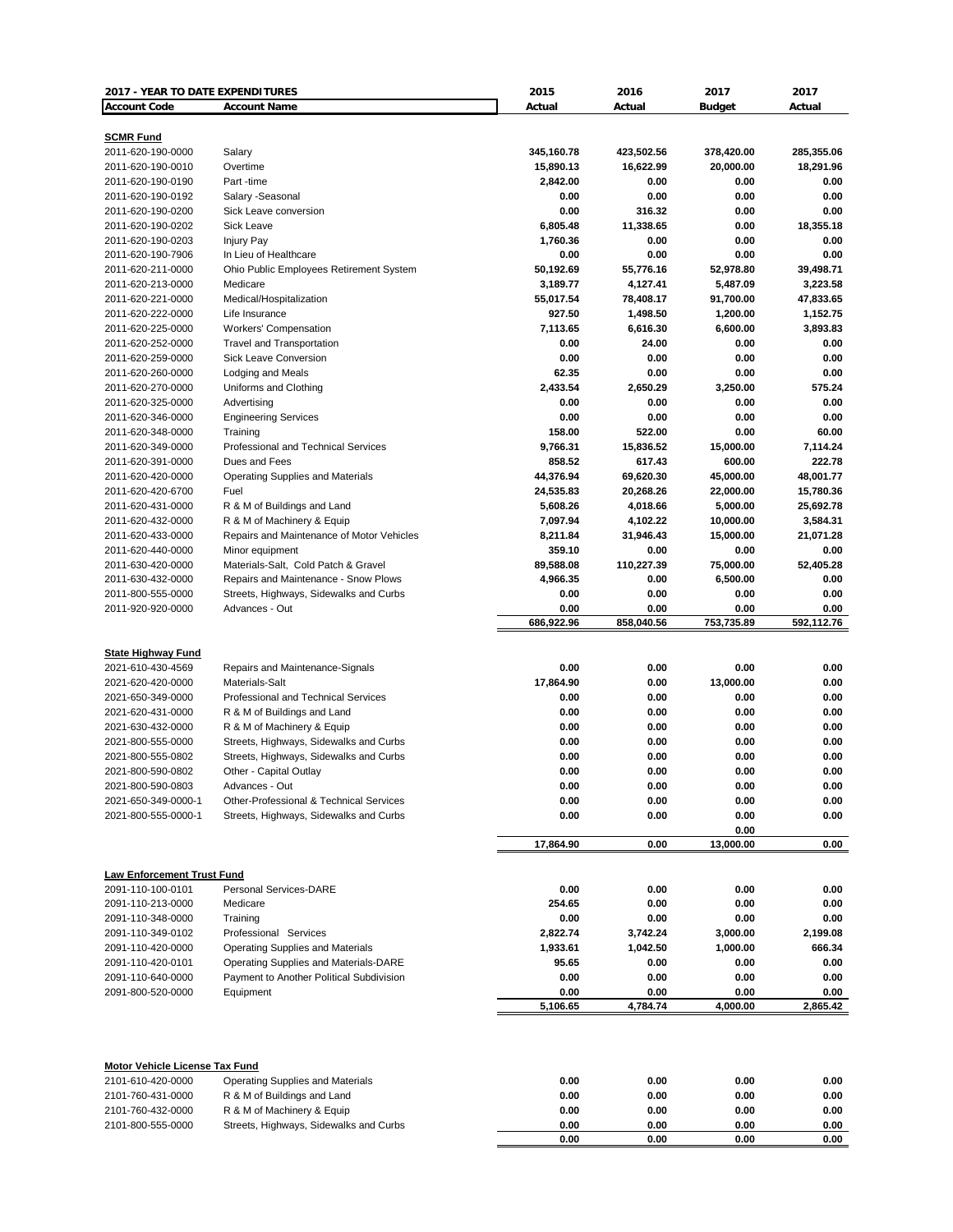| 2017 - YEAR TO DATE EXPENDITURES | | 2015 | 2016 | 2017 | 2017 |
|---|---|---|---|---|---|
| **Account Code** | **Account Name** | **Actual** | **Actual** | **Budget** | **Actual** |
| **SCMR Fund** | | | | | |
| 2011-620-190-0000 | Salary | 345,160.78 | 423,502.56 | 378,420.00 | 285,355.06 |
| 2011-620-190-0010 | Overtime | 15,890.13 | 16,622.99 | 20,000.00 | 18,291.96 |
| 2011-620-190-0190 | Part -time | 2,842.00 | 0.00 | 0.00 | 0.00 |
| 2011-620-190-0192 | Salary -Seasonal | 0.00 | 0.00 | 0.00 | 0.00 |
| 2011-620-190-0200 | Sick Leave conversion | 0.00 | 316.32 | 0.00 | 0.00 |
| 2011-620-190-0202 | Sick Leave | 6,805.48 | 11,338.65 | 0.00 | 18,355.18 |
| 2011-620-190-0203 | Injury Pay | 1,760.36 | 0.00 | 0.00 | 0.00 |
| 2011-620-190-7906 | In Lieu of Healthcare | 0.00 | 0.00 | 0.00 | 0.00 |
| 2011-620-211-0000 | Ohio Public Employees Retirement System | 50,192.69 | 55,776.16 | 52,978.80 | 39,498.71 |
| 2011-620-213-0000 | Medicare | 3,189.77 | 4,127.41 | 5,487.09 | 3,223.58 |
| 2011-620-221-0000 | Medical/Hospitalization | 55,017.54 | 78,408.17 | 91,700.00 | 47,833.65 |
| 2011-620-222-0000 | Life Insurance | 927.50 | 1,498.50 | 1,200.00 | 1,152.75 |
| 2011-620-225-0000 | Workers' Compensation | 7,113.65 | 6,616.30 | 6,600.00 | 3,893.83 |
| 2011-620-252-0000 | Travel and Transportation | 0.00 | 24.00 | 0.00 | 0.00 |
| 2011-620-259-0000 | Sick Leave Conversion | 0.00 | 0.00 | 0.00 | 0.00 |
| 2011-620-260-0000 | Lodging and Meals | 62.35 | 0.00 | 0.00 | 0.00 |
| 2011-620-270-0000 | Uniforms and Clothing | 2,433.54 | 2,650.29 | 3,250.00 | 575.24 |
| 2011-620-325-0000 | Advertising | 0.00 | 0.00 | 0.00 | 0.00 |
| 2011-620-346-0000 | Engineering Services | 0.00 | 0.00 | 0.00 | 0.00 |
| 2011-620-348-0000 | Training | 158.00 | 522.00 | 0.00 | 60.00 |
| 2011-620-349-0000 | Professional and Technical Services | 9,766.31 | 15,836.52 | 15,000.00 | 7,114.24 |
| 2011-620-391-0000 | Dues and Fees | 858.52 | 617.43 | 600.00 | 222.78 |
| 2011-620-420-0000 | Operating Supplies and Materials | 44,376.94 | 69,620.30 | 45,000.00 | 48,001.77 |
| 2011-620-420-6700 | Fuel | 24,535.83 | 20,268.26 | 22,000.00 | 15,780.36 |
| 2011-620-431-0000 | R & M of Buildings and Land | 5,608.26 | 4,018.66 | 5,000.00 | 25,692.78 |
| 2011-620-432-0000 | R & M of Machinery & Equip | 7,097.94 | 4,102.22 | 10,000.00 | 3,584.31 |
| 2011-620-433-0000 | Repairs and Maintenance of Motor Vehicles | 8,211.84 | 31,946.43 | 15,000.00 | 21,071.28 |
| 2011-620-440-0000 | Minor equipment | 359.10 | 0.00 | 0.00 | 0.00 |
| 2011-630-420-0000 | Materials-Salt, Cold Patch & Gravel | 89,588.08 | 110,227.39 | 75,000.00 | 52,405.28 |
| 2011-630-432-0000 | Repairs and Maintenance - Snow Plows | 4,966.35 | 0.00 | 6,500.00 | 0.00 |
| 2011-800-555-0000 | Streets, Highways, Sidewalks and Curbs | 0.00 | 0.00 | 0.00 | 0.00 |
| 2011-920-920-0000 | Advances - Out | 0.00 | 0.00 | 0.00 | 0.00 |
| | | 686,922.96 | 858,040.56 | 753,735.89 | 592,112.76 |
| **State Highway Fund** | | | | | |
| 2021-610-430-4569 | Repairs and Maintenance-Signals | 0.00 | 0.00 | 0.00 | 0.00 |
| 2021-620-420-0000 | Materials-Salt | 17,864.90 | 0.00 | 13,000.00 | 0.00 |
| 2021-650-349-0000 | Professional and Technical Services | 0.00 | 0.00 | 0.00 | 0.00 |
| 2021-620-431-0000 | R & M of Buildings and Land | 0.00 | 0.00 | 0.00 | 0.00 |
| 2021-630-432-0000 | R & M of Machinery & Equip | 0.00 | 0.00 | 0.00 | 0.00 |
| 2021-800-555-0000 | Streets, Highways, Sidewalks and Curbs | 0.00 | 0.00 | 0.00 | 0.00 |
| 2021-800-555-0802 | Streets, Highways, Sidewalks and Curbs | 0.00 | 0.00 | 0.00 | 0.00 |
| 2021-800-590-0802 | Other - Capital Outlay | 0.00 | 0.00 | 0.00 | 0.00 |
| 2021-800-590-0803 | Advances - Out | 0.00 | 0.00 | 0.00 | 0.00 |
| 2021-650-349-0000-1 | Other-Professional & Technical Services | 0.00 | 0.00 | 0.00 | 0.00 |
| 2021-800-555-0000-1 | Streets, Highways, Sidewalks and Curbs | 0.00 | 0.00 | 0.00 | 0.00 |
| | | | | 0.00 | |
| | | 17,864.90 | 0.00 | 13,000.00 | 0.00 |
| **Law Enforcement Trust Fund** | | | | | |
| 2091-110-100-0101 | Personal Services-DARE | 0.00 | 0.00 | 0.00 | 0.00 |
| 2091-110-213-0000 | Medicare | 254.65 | 0.00 | 0.00 | 0.00 |
| 2091-110-348-0000 | Training | 0.00 | 0.00 | 0.00 | 0.00 |
| 2091-110-349-0102 | Professional Services | 2,822.74 | 3,742.24 | 3,000.00 | 2,199.08 |
| 2091-110-420-0000 | Operating Supplies and Materials | 1,933.61 | 1,042.50 | 1,000.00 | 666.34 |
| 2091-110-420-0101 | Operating Supplies and Materials-DARE | 95.65 | 0.00 | 0.00 | 0.00 |
| 2091-110-640-0000 | Payment to Another Political Subdivision | 0.00 | 0.00 | 0.00 | 0.00 |
| 2091-800-520-0000 | Equipment | 0.00 | 0.00 | 0.00 | 0.00 |
| | | 5,106.65 | 4,784.74 | 4,000.00 | 2,865.42 |
| **Motor Vehicle License Tax Fund** | | | | | |
| 2101-610-420-0000 | Operating Supplies and Materials | 0.00 | 0.00 | 0.00 | 0.00 |
| 2101-760-431-0000 | R & M of Buildings and Land | 0.00 | 0.00 | 0.00 | 0.00 |
| 2101-760-432-0000 | R & M of Machinery & Equip | 0.00 | 0.00 | 0.00 | 0.00 |
| 2101-800-555-0000 | Streets, Highways, Sidewalks and Curbs | 0.00 | 0.00 | 0.00 | 0.00 |
| | | 0.00 | 0.00 | 0.00 | 0.00 |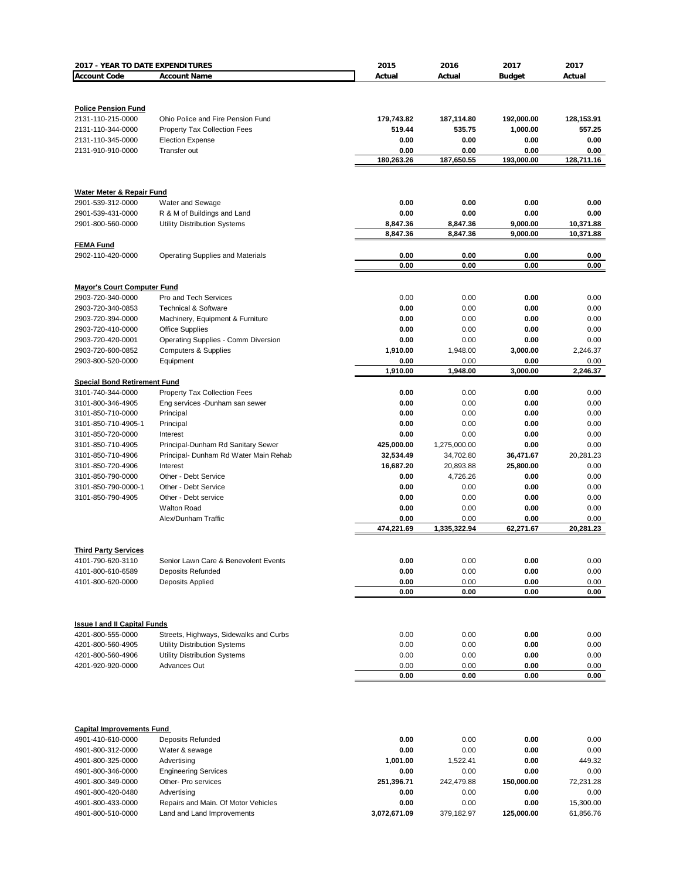| 2017 - YEAR TO DATE EXPENDITURES | | 2015 | 2016 | 2017 | 2017 |
|---|---|---|---|---|---|
| **Account Code** | **Account Name** | **Actual** | **Actual** | **Budget** | **Actual** |
| **Police Pension Fund** | | | | | |
| 2131-110-215-0000 | Ohio Police and Fire Pension Fund | **179,743.82** | **187,114.80** | **192,000.00** | **128,153.91** |
| 2131-110-344-0000 | Property Tax Collection Fees | **519.44** | **535.75** | **1,000.00** | **557.25** |
| 2131-110-345-0000 | Election Expense | **0.00** | **0.00** | **0.00** | **0.00** |
| 2131-910-910-0000 | Transfer out | **0.00** | **0.00** | **0.00** | **0.00** |
| | | **180,263.26** | **187,650.55** | **193,000.00** | **128,711.16** |
| **Water Meter & Repair Fund** | | | | | |
| 2901-539-312-0000 | Water and Sewage | **0.00** | **0.00** | **0.00** | **0.00** |
| 2901-539-431-0000 | R & M of Buildings and Land | **0.00** | **0.00** | **0.00** | **0.00** |
| 2901-800-560-0000 | Utility Distribution Systems | **8,847.36** | **8,847.36** | **9,000.00** | **10,371.88** |
| | | **8,847.36** | **8,847.36** | **9,000.00** | **10,371.88** |
| **FEMA Fund** | | | | | |
| 2902-110-420-0000 | Operating Supplies and Materials | **0.00** | **0.00** | **0.00** | **0.00** |
| | | **0.00** | **0.00** | **0.00** | **0.00** |
| **Mayor's Court Computer Fund** | | | | | |
| 2903-720-340-0000 | Pro and Tech Services | 0.00 | 0.00 | **0.00** | 0.00 |
| 2903-720-340-0853 | Technical & Software | **0.00** | 0.00 | **0.00** | 0.00 |
| 2903-720-394-0000 | Machinery, Equipment & Furniture | **0.00** | 0.00 | **0.00** | 0.00 |
| 2903-720-410-0000 | Office Supplies | **0.00** | 0.00 | **0.00** | 0.00 |
| 2903-720-420-0001 | Operating Supplies - Comm Diversion | **0.00** | 0.00 | **0.00** | 0.00 |
| 2903-720-600-0852 | Computers & Supplies | **1,910.00** | 1,948.00 | **3,000.00** | 2,246.37 |
| 2903-800-520-0000 | Equipment | **0.00** | 0.00 | **0.00** | 0.00 |
| | | **1,910.00** | **1,948.00** | **3,000.00** | **2,246.37** |
| **Special Bond Retirement Fund** | | | | | |
| 3101-740-344-0000 | Property Tax Collection Fees | **0.00** | 0.00 | **0.00** | 0.00 |
| 3101-800-346-4905 | Eng services -Dunham san sewer | **0.00** | 0.00 | **0.00** | 0.00 |
| 3101-850-710-0000 | Principal | **0.00** | 0.00 | **0.00** | 0.00 |
| 3101-850-710-4905-1 | Principal | **0.00** | 0.00 | **0.00** | 0.00 |
| 3101-850-720-0000 | Interest | **0.00** | 0.00 | **0.00** | 0.00 |
| 3101-850-710-4905 | Principal-Dunham Rd Sanitary Sewer | **425,000.00** | 1,275,000.00 | **0.00** | 0.00 |
| 3101-850-710-4906 | Principal- Dunham Rd Water Main Rehab | **32,534.49** | 34,702.80 | **36,471.67** | 20,281.23 |
| 3101-850-720-4906 | Interest | **16,687.20** | 20,893.88 | **25,800.00** | 0.00 |
| 3101-850-790-0000 | Other - Debt Service | **0.00** | 4,726.26 | **0.00** | 0.00 |
| 3101-850-790-0000-1 | Other - Debt Service | **0.00** | 0.00 | **0.00** | 0.00 |
| 3101-850-790-4905 | Other - Debt service | **0.00** | 0.00 | **0.00** | 0.00 |
| | Walton Road | **0.00** | 0.00 | **0.00** | 0.00 |
| | Alex/Dunham Traffic | **0.00** | 0.00 | **0.00** | 0.00 |
| | | **474,221.69** | **1,335,322.94** | **62,271.67** | **20,281.23** |
| **Third Party Services** | | | | | |
| 4101-790-620-3110 | Senior Lawn Care & Benevolent Events | **0.00** | 0.00 | **0.00** | 0.00 |
| 4101-800-610-6589 | Deposits Refunded | **0.00** | 0.00 | **0.00** | 0.00 |
| 4101-800-620-0000 | Deposits Applied | **0.00** | 0.00 | **0.00** | 0.00 |
| | | **0.00** | **0.00** | **0.00** | **0.00** |
| **Issue I and II Capital Funds** | | | | | |
| 4201-800-555-0000 | Streets, Highways, Sidewalks and Curbs | 0.00 | 0.00 | **0.00** | 0.00 |
| 4201-800-560-4905 | Utility Distribution Systems | 0.00 | 0.00 | **0.00** | 0.00 |
| 4201-800-560-4906 | Utility Distribution Systems | 0.00 | 0.00 | **0.00** | 0.00 |
| 4201-920-920-0000 | Advances Out | 0.00 | 0.00 | **0.00** | 0.00 |
| | | **0.00** | **0.00** | **0.00** | **0.00** |
| **Capital Improvements Fund** | | | | | |
| 4901-410-610-0000 | Deposits Refunded | **0.00** | 0.00 | **0.00** | 0.00 |
| 4901-800-312-0000 | Water & sewage | **0.00** | 0.00 | **0.00** | 0.00 |
| 4901-800-325-0000 | Advertising | **1,001.00** | 1,522.41 | **0.00** | 449.32 |
| 4901-800-346-0000 | Engineering Services | **0.00** | 0.00 | **0.00** | 0.00 |
| 4901-800-349-0000 | Other- Pro services | **251,396.71** | 242,479.88 | **150,000.00** | 72,231.28 |
| 4901-800-420-0480 | Advertising | **0.00** | 0.00 | **0.00** | 0.00 |
| 4901-800-433-0000 | Repairs and Main. Of Motor Vehicles | **0.00** | 0.00 | **0.00** | 15,300.00 |
| 4901-800-510-0000 | Land and Land Improvements | **3,072,671.09** | 379,182.97 | **125,000.00** | 61,856.76 |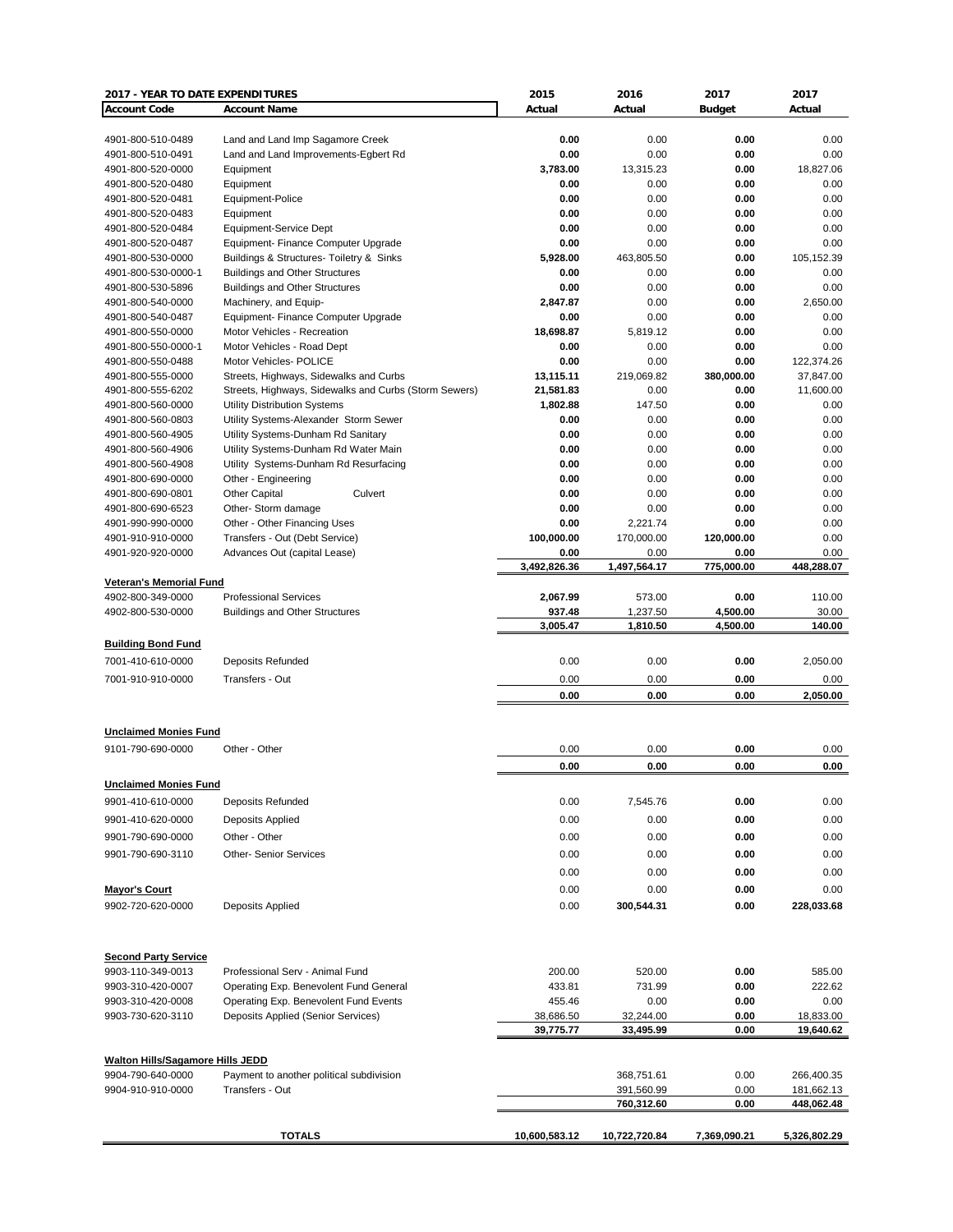| 2017 - YEAR TO DATE EXPENDITURES | | 2015 | 2016 | 2017 | 2017 |
|---|---|---|---|---|---|
| **Account Code** | **Account Name** | **Actual** | **Actual** | **Budget** | **Actual** |
| 4901-800-510-0489 | Land and Land Imp Sagamore Creek | **0.00** | 0.00 | **0.00** | 0.00 |
| 4901-800-510-0491 | Land and Land Improvements-Egbert Rd | **0.00** | 0.00 | **0.00** | 0.00 |
| 4901-800-520-0000 | Equipment | **3,783.00** | 13,315.23 | **0.00** | 18,827.06 |
| 4901-800-520-0480 | Equipment | **0.00** | 0.00 | **0.00** | 0.00 |
| 4901-800-520-0481 | Equipment-Police | **0.00** | 0.00 | **0.00** | 0.00 |
| 4901-800-520-0483 | Equipment | **0.00** | 0.00 | **0.00** | 0.00 |
| 4901-800-520-0484 | Equipment-Service Dept | **0.00** | 0.00 | **0.00** | 0.00 |
| 4901-800-520-0487 | Equipment- Finance Computer Upgrade | **0.00** | 0.00 | **0.00** | 0.00 |
| 4901-800-530-0000 | Buildings & Structures- Toiletry & Sinks | **5,928.00** | 463,805.50 | **0.00** | 105,152.39 |
| 4901-800-530-0000-1 | Buildings and Other Structures | **0.00** | 0.00 | **0.00** | 0.00 |
| 4901-800-530-5896 | Buildings and Other Structures | **0.00** | 0.00 | **0.00** | 0.00 |
| 4901-800-540-0000 | Machinery, and Equip- | **2,847.87** | 0.00 | **0.00** | 2,650.00 |
| 4901-800-540-0487 | Equipment- Finance Computer Upgrade | **0.00** | 0.00 | **0.00** | 0.00 |
| 4901-800-550-0000 | Motor Vehicles - Recreation | **18,698.87** | 5,819.12 | **0.00** | 0.00 |
| 4901-800-550-0000-1 | Motor Vehicles - Road Dept | **0.00** | 0.00 | **0.00** | 0.00 |
| 4901-800-550-0488 | Motor Vehicles- POLICE | **0.00** | 0.00 | **0.00** | 122,374.26 |
| 4901-800-555-0000 | Streets, Highways, Sidewalks and Curbs | **13,115.11** | 219,069.82 | **380,000.00** | 37,847.00 |
| 4901-800-555-6202 | Streets, Highways, Sidewalks and Curbs (Storm Sewers) | **21,581.83** | 0.00 | **0.00** | 11,600.00 |
| 4901-800-560-0000 | Utility Distribution Systems | **1,802.88** | 147.50 | **0.00** | 0.00 |
| 4901-800-560-0803 | Utility Systems-Alexander Storm Sewer | **0.00** | 0.00 | **0.00** | 0.00 |
| 4901-800-560-4905 | Utility Systems-Dunham Rd Sanitary | **0.00** | 0.00 | **0.00** | 0.00 |
| 4901-800-560-4906 | Utility Systems-Dunham Rd Water Main | **0.00** | 0.00 | **0.00** | 0.00 |
| 4901-800-560-4908 | Utility Systems-Dunham Rd Resurfacing | **0.00** | 0.00 | **0.00** | 0.00 |
| 4901-800-690-0000 | Other - Engineering | **0.00** | 0.00 | **0.00** | 0.00 |
| 4901-800-690-0801 | Other Capital Culvert | **0.00** | 0.00 | **0.00** | 0.00 |
| 4901-800-690-6523 | Other- Storm damage | **0.00** | 0.00 | **0.00** | 0.00 |
| 4901-990-990-0000 | Other - Other Financing Uses | **0.00** | 2,221.74 | **0.00** | 0.00 |
| 4901-910-910-0000 | Transfers - Out (Debt Service) | **100,000.00** | 170,000.00 | **120,000.00** | 0.00 |
| 4901-920-920-0000 | Advances Out (capital Lease) | **0.00** | 0.00 | **0.00** | 0.00 |
| | | **3,492,826.36** | **1,497,564.17** | **775,000.00** | **448,288.07** |
| **Veteran's Memorial Fund** | | | | | |
| 4902-800-349-0000 | Professional Services | **2,067.99** | 573.00 | **0.00** | 110.00 |
| 4902-800-530-0000 | Buildings and Other Structures | **937.48** | 1,237.50 | **4,500.00** | 30.00 |
| | | **3,005.47** | **1,810.50** | **4,500.00** | **140.00** |
| **Building Bond Fund** | | | | | |
| 7001-410-610-0000 | Deposits Refunded | 0.00 | 0.00 | **0.00** | 2,050.00 |
| 7001-910-910-0000 | Transfers - Out | 0.00 | 0.00 | **0.00** | 0.00 |
| | | **0.00** | **0.00** | **0.00** | **2,050.00** |
| **Unclaimed Monies Fund** | | | | | |
| 9101-790-690-0000 | Other - Other | 0.00 | 0.00 | **0.00** | 0.00 |
| | | **0.00** | **0.00** | **0.00** | **0.00** |
| **Unclaimed Monies Fund** | | | | | |
| 9901-410-610-0000 | Deposits Refunded | 0.00 | 7,545.76 | **0.00** | 0.00 |
| 9901-410-620-0000 | Deposits Applied | 0.00 | 0.00 | **0.00** | 0.00 |
| 9901-790-690-0000 | Other - Other | 0.00 | 0.00 | **0.00** | 0.00 |
| 9901-790-690-3110 | Other- Senior Services | 0.00 | 0.00 | **0.00** | 0.00 |
| | | 0.00 | 0.00 | **0.00** | 0.00 |
| **Mayor's Court** | | 0.00 | 0.00 | **0.00** | 0.00 |
| 9902-720-620-0000 | Deposits Applied | 0.00 | **300,544.31** | **0.00** | **228,033.68** |
| **Second Party Service** | | | | | |
| 9903-110-349-0013 | Professional Serv - Animal Fund | 200.00 | 520.00 | **0.00** | 585.00 |
| 9903-310-420-0007 | Operating Exp. Benevolent Fund General | 433.81 | 731.99 | **0.00** | 222.62 |
| 9903-310-420-0008 | Operating Exp. Benevolent Fund Events | 455.46 | 0.00 | **0.00** | 0.00 |
| 9903-730-620-3110 | Deposits Applied (Senior Services) | 38,686.50 | 32,244.00 | **0.00** | 18,833.00 |
| | | **39,775.77** | **33,495.99** | **0.00** | **19,640.62** |
| **Walton Hills/Sagamore Hills JEDD** | | | | | |
| 9904-790-640-0000 | Payment to another political subdivision | | 368,751.61 | 0.00 | 266,400.35 |
| 9904-910-910-0000 | Transfers - Out | | 391,560.99 | 0.00 | 181,662.13 |
| | | | **760,312.60** | **0.00** | **448,062.48** |
| | **TOTALS** | **10,600,583.12** | **10,722,720.84** | **7,369,090.21** | **5,326,802.29** |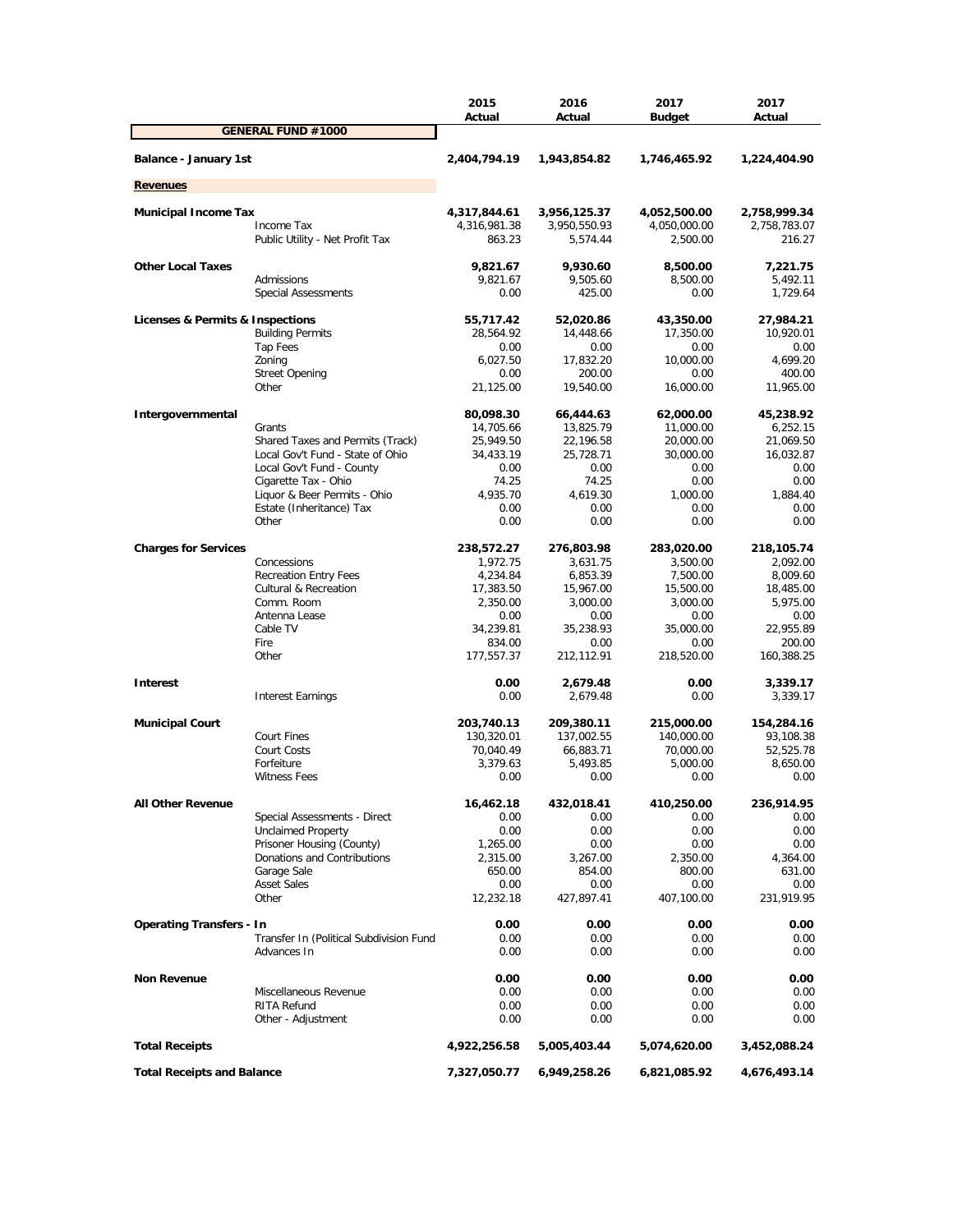| | | 2015 Actual | 2016 Actual | 2017 Budget | 2017 Actual |
|---|---|---|---|---|---|
| **GENERAL FUND #1000** | | | | | |
| **Balance - January 1st** | | **2,404,794.19** | **1,943,854.82** | **1,746,465.92** | **1,224,404.90** |
| **Revenues** | | | | | |
| **Municipal Income Tax** | | **4,317,844.61** | **3,956,125.37** | **4,052,500.00** | **2,758,999.34** |
| | Income Tax | 4,316,981.38 | 3,950,550.93 | 4,050,000.00 | 2,758,783.07 |
| | Public Utility - Net Profit Tax | 863.23 | 5,574.44 | 2,500.00 | 216.27 |
| **Other Local Taxes** | | **9,821.67** | **9,930.60** | **8,500.00** | **7,221.75** |
| | Admissions | 9,821.67 | 9,505.60 | 8,500.00 | 5,492.11 |
| | Special Assessments | 0.00 | 425.00 | 0.00 | 1,729.64 |
| **Licenses & Permits & Inspections** | | **55,717.42** | **52,020.86** | **43,350.00** | **27,984.21** |
| | Building Permits | 28,564.92 | 14,448.66 | 17,350.00 | 10,920.01 |
| | Tap Fees | 0.00 | 0.00 | 0.00 | 0.00 |
| | Zoning | 6,027.50 | 17,832.20 | 10,000.00 | 4,699.20 |
| | Street Opening | 0.00 | 200.00 | 0.00 | 400.00 |
| | Other | 21,125.00 | 19,540.00 | 16,000.00 | 11,965.00 |
| **Intergovernmental** | | **80,098.30** | **66,444.63** | **62,000.00** | **45,238.92** |
| | Grants | 14,705.66 | 13,825.79 | 11,000.00 | 6,252.15 |
| | Shared Taxes and Permits (Track) | 25,949.50 | 22,196.58 | 20,000.00 | 21,069.50 |
| | Local Gov't Fund - State of Ohio | 34,433.19 | 25,728.71 | 30,000.00 | 16,032.87 |
| | Local Gov't Fund - County | 0.00 | 0.00 | 0.00 | 0.00 |
| | Cigarette Tax - Ohio | 74.25 | 74.25 | 0.00 | 0.00 |
| | Liquor & Beer Permits - Ohio | 4,935.70 | 4,619.30 | 1,000.00 | 1,884.40 |
| | Estate (Inheritance) Tax | 0.00 | 0.00 | 0.00 | 0.00 |
| | Other | 0.00 | 0.00 | 0.00 | 0.00 |
| **Charges for Services** | | **238,572.27** | **276,803.98** | **283,020.00** | **218,105.74** |
| | Concessions | 1,972.75 | 3,631.75 | 3,500.00 | 2,092.00 |
| | Recreation Entry Fees | 4,234.84 | 6,853.39 | 7,500.00 | 8,009.60 |
| | Cultural & Recreation | 17,383.50 | 15,967.00 | 15,500.00 | 18,485.00 |
| | Comm. Room | 2,350.00 | 3,000.00 | 3,000.00 | 5,975.00 |
| | Antenna Lease | 0.00 | 0.00 | 0.00 | 0.00 |
| | Cable TV | 34,239.81 | 35,238.93 | 35,000.00 | 22,955.89 |
| | Fire | 834.00 | 0.00 | 0.00 | 200.00 |
| | Other | 177,557.37 | 212,112.91 | 218,520.00 | 160,388.25 |
| **Interest** | | **0.00** | **2,679.48** | **0.00** | **3,339.17** |
| | Interest Earnings | 0.00 | 2,679.48 | 0.00 | 3,339.17 |
| **Municipal Court** | | **203,740.13** | **209,380.11** | **215,000.00** | **154,284.16** |
| | Court Fines | 130,320.01 | 137,002.55 | 140,000.00 | 93,108.38 |
| | Court Costs | 70,040.49 | 66,883.71 | 70,000.00 | 52,525.78 |
| | Forfeiture | 3,379.63 | 5,493.85 | 5,000.00 | 8,650.00 |
| | Witness Fees | 0.00 | 0.00 | 0.00 | 0.00 |
| **All Other Revenue** | | **16,462.18** | **432,018.41** | **410,250.00** | **236,914.95** |
| | Special Assessments - Direct | 0.00 | 0.00 | 0.00 | 0.00 |
| | Unclaimed Property | 0.00 | 0.00 | 0.00 | 0.00 |
| | Prisoner Housing (County) | 1,265.00 | 0.00 | 0.00 | 0.00 |
| | Donations and Contributions | 2,315.00 | 3,267.00 | 2,350.00 | 4,364.00 |
| | Garage Sale | 650.00 | 854.00 | 800.00 | 631.00 |
| | Asset Sales | 0.00 | 0.00 | 0.00 | 0.00 |
| | Other | 12,232.18 | 427,897.41 | 407,100.00 | 231,919.95 |
| **Operating Transfers - In** | | **0.00** | **0.00** | **0.00** | **0.00** |
| | Transfer In (Political Subdivision Fund | 0.00 | 0.00 | 0.00 | 0.00 |
| | Advances In | 0.00 | 0.00 | 0.00 | 0.00 |
| **Non Revenue** | | **0.00** | **0.00** | **0.00** | **0.00** |
| | Miscellaneous Revenue | 0.00 | 0.00 | 0.00 | 0.00 |
| | RITA Refund | 0.00 | 0.00 | 0.00 | 0.00 |
| | Other - Adjustment | 0.00 | 0.00 | 0.00 | 0.00 |
| **Total Receipts** | | **4,922,256.58** | **5,005,403.44** | **5,074,620.00** | **3,452,088.24** |
| **Total Receipts and Balance** | | **7,327,050.77** | **6,949,258.26** | **6,821,085.92** | **4,676,493.14** |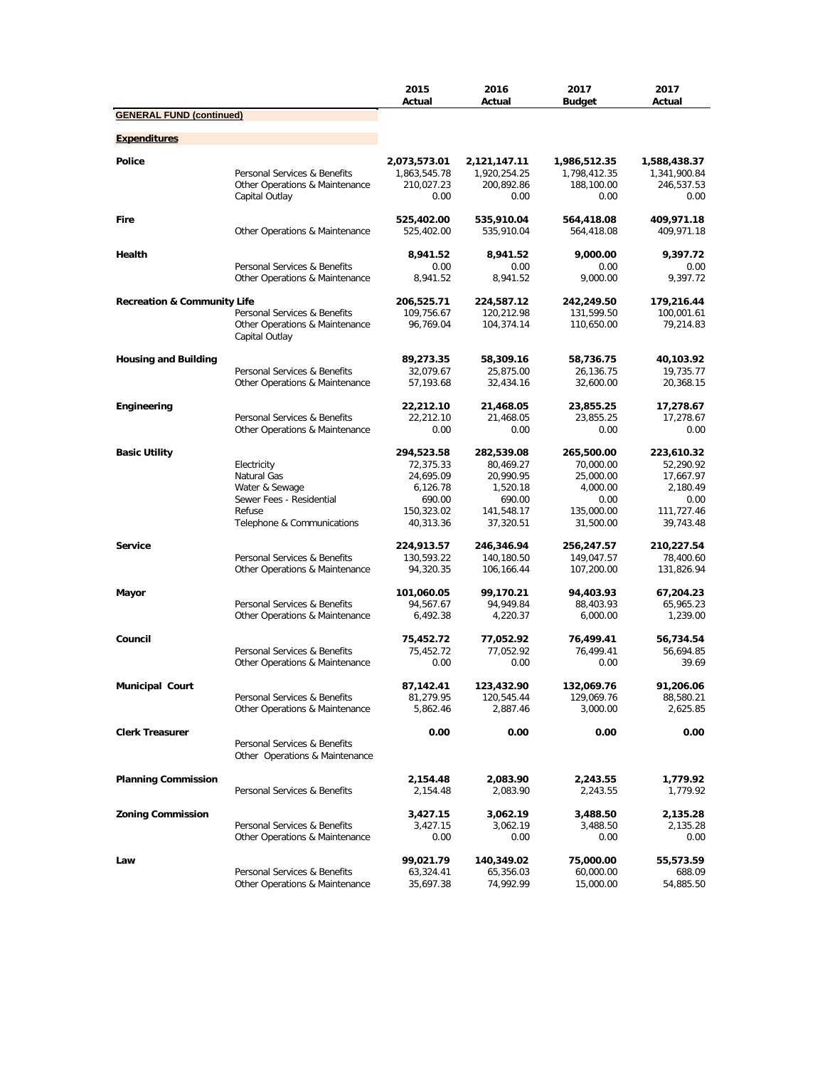| | | 2015 Actual | 2016 Actual | 2017 Budget | 2017 Actual |
|---|---|---|---|---|---|
| **GENERAL FUND (continued)** | | | | | |
| **Expenditures** | | | | | |
| **Police** | | **2,073,573.01** | **2,121,147.11** | **1,986,512.35** | **1,588,438.37** |
| | Personal Services & Benefits | 1,863,545.78 | 1,920,254.25 | 1,798,412.35 | 1,341,900.84 |
| | Other Operations & Maintenance | 210,027.23 | 200,892.86 | 188,100.00 | 246,537.53 |
| | Capital Outlay | 0.00 | 0.00 | 0.00 | 0.00 |
| **Fire** | | **525,402.00** | **535,910.04** | **564,418.08** | **409,971.18** |
| | Other Operations & Maintenance | 525,402.00 | 535,910.04 | 564,418.08 | 409,971.18 |
| **Health** | | **8,941.52** | **8,941.52** | **9,000.00** | **9,397.72** |
| | Personal Services & Benefits | 0.00 | 0.00 | 0.00 | 0.00 |
| | Other Operations & Maintenance | 8,941.52 | 8,941.52 | 9,000.00 | 9,397.72 |
| **Recreation & Community Life** | | **206,525.71** | **224,587.12** | **242,249.50** | **179,216.44** |
| | Personal Services & Benefits | 109,756.67 | 120,212.98 | 131,599.50 | 100,001.61 |
| | Other Operations & Maintenance | 96,769.04 | 104,374.14 | 110,650.00 | 79,214.83 |
| | Capital Outlay | | | | |
| **Housing and Building** | | **89,273.35** | **58,309.16** | **58,736.75** | **40,103.92** |
| | Personal Services & Benefits | 32,079.67 | 25,875.00 | 26,136.75 | 19,735.77 |
| | Other Operations & Maintenance | 57,193.68 | 32,434.16 | 32,600.00 | 20,368.15 |
| **Engineering** | | **22,212.10** | **21,468.05** | **23,855.25** | **17,278.67** |
| | Personal Services & Benefits | 22,212.10 | 21,468.05 | 23,855.25 | 17,278.67 |
| | Other Operations & Maintenance | 0.00 | 0.00 | 0.00 | 0.00 |
| **Basic Utility** | | **294,523.58** | **282,539.08** | **265,500.00** | **223,610.32** |
| | Electricity | 72,375.33 | 80,469.27 | 70,000.00 | 52,290.92 |
| | Natural Gas | 24,695.09 | 20,990.95 | 25,000.00 | 17,667.97 |
| | Water & Sewage | 6,126.78 | 1,520.18 | 4,000.00 | 2,180.49 |
| | Sewer Fees - Residential | 690.00 | 690.00 | 0.00 | 0.00 |
| | Refuse | 150,323.02 | 141,548.17 | 135,000.00 | 111,727.46 |
| | Telephone & Communications | 40,313.36 | 37,320.51 | 31,500.00 | 39,743.48 |
| **Service** | | **224,913.57** | **246,346.94** | **256,247.57** | **210,227.54** |
| | Personal Services & Benefits | 130,593.22 | 140,180.50 | 149,047.57 | 78,400.60 |
| | Other Operations & Maintenance | 94,320.35 | 106,166.44 | 107,200.00 | 131,826.94 |
| **Mayor** | | **101,060.05** | **99,170.21** | **94,403.93** | **67,204.23** |
| | Personal Services & Benefits | 94,567.67 | 94,949.84 | 88,403.93 | 65,965.23 |
| | Other Operations & Maintenance | 6,492.38 | 4,220.37 | 6,000.00 | 1,239.00 |
| **Council** | | **75,452.72** | **77,052.92** | **76,499.41** | **56,734.54** |
| | Personal Services & Benefits | 75,452.72 | 77,052.92 | 76,499.41 | 56,694.85 |
| | Other Operations & Maintenance | 0.00 | 0.00 | 0.00 | 39.69 |
| **Municipal Court** | | **87,142.41** | **123,432.90** | **132,069.76** | **91,206.06** |
| | Personal Services & Benefits | 81,279.95 | 120,545.44 | 129,069.76 | 88,580.21 |
| | Other Operations & Maintenance | 5,862.46 | 2,887.46 | 3,000.00 | 2,625.85 |
| **Clerk Treasurer** | | **0.00** | **0.00** | **0.00** | **0.00** |
| | Personal Services & Benefits | | | | |
| | Other Operations & Maintenance | | | | |
| **Planning Commission** | | **2,154.48** | **2,083.90** | **2,243.55** | **1,779.92** |
| | Personal Services & Benefits | 2,154.48 | 2,083.90 | 2,243.55 | 1,779.92 |
| **Zoning Commission** | | **3,427.15** | **3,062.19** | **3,488.50** | **2,135.28** |
| | Personal Services & Benefits | 3,427.15 | 3,062.19 | 3,488.50 | 2,135.28 |
| | Other Operations & Maintenance | 0.00 | 0.00 | 0.00 | 0.00 |
| **Law** | | **99,021.79** | **140,349.02** | **75,000.00** | **55,573.59** |
| | Personal Services & Benefits | 63,324.41 | 65,356.03 | 60,000.00 | 688.09 |
| | Other Operations & Maintenance | 35,697.38 | 74,992.99 | 15,000.00 | 54,885.50 |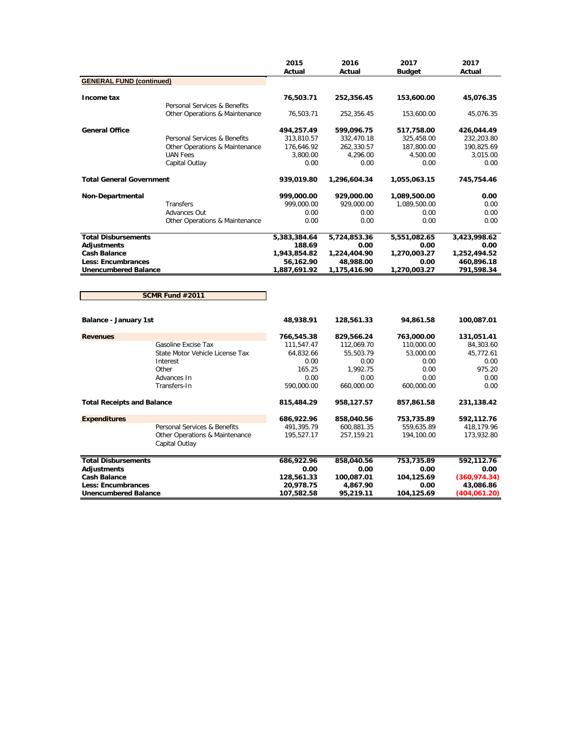| | | 2015 Actual | 2016 Actual | 2017 Budget | 2017 Actual |
|---|---|---|---|---|---|
| **GENERAL FUND (continued)** | | | | | |
| **Income tax** | | **76,503.71** | **252,356.45** | **153,600.00** | **45,076.35** |
| | Personal Services & Benefits | | | | |
| | Other Operations & Maintenance | 76,503.71 | 252,356.45 | 153,600.00 | 45,076.35 |
| **General Office** | | **494,257.49** | **599,096.75** | **517,758.00** | **426,044.49** |
| | Personal Services & Benefits | 313,810.57 | 332,470.18 | 325,458.00 | 232,203.80 |
| | Other Operations & Maintenance | 176,646.92 | 262,330.57 | 187,800.00 | 190,825.69 |
| | UAN Fees | 3,800.00 | 4,296.00 | 4,500.00 | 3,015.00 |
| | Capital Outlay | 0.00 | 0.00 | 0.00 | 0.00 |
| **Total General Government** | | **939,019.80** | **1,296,604.34** | **1,055,063.15** | **745,754.46** |
| **Non-Departmental** | | **999,000.00** | **929,000.00** | **1,089,500.00** | **0.00** |
| | Transfers | 999,000.00 | 929,000.00 | 1,089,500.00 | 0.00 |
| | Advances Out | 0.00 | 0.00 | 0.00 | 0.00 |
| | Other Operations & Maintenance | 0.00 | 0.00 | 0.00 | 0.00 |
| **Total Disbursements** | | **5,383,384.64** | **5,724,853.36** | **5,551,082.65** | **3,423,998.62** |
| **Adjustments** | | **188.69** | **0.00** | **0.00** | **0.00** |
| **Cash Balance** | | **1,943,854.82** | **1,224,404.90** | **1,270,003.27** | **1,252,494.52** |
| **Less: Encumbrances** | | **56,162.90** | **48,988.00** | **0.00** | **460,896.18** |
| **Unencumbered Balance** | | **1,887,691.92** | **1,175,416.90** | **1,270,003.27** | **791,598.34** |

**SCMR Fund #2011**

| | | 2015 Actual | 2016 Actual | 2017 Budget | 2017 Actual |
|---|---|---|---|---|---|
| **Balance - January 1st** | | **48,938.91** | **128,561.33** | **94,861.58** | **100,087.01** |
| **Revenues** | | **766,545.38** | **829,566.24** | **763,000.00** | **131,051.41** |
| | Gasoline Excise Tax | 111,547.47 | 112,069.70 | 110,000.00 | 84,303.60 |
| | State Motor Vehicle License Tax | 64,832.66 | 55,503.79 | 53,000.00 | 45,772.61 |
| | Interest | 0.00 | 0.00 | 0.00 | 0.00 |
| | Other | 165.25 | 1,992.75 | 0.00 | 975.20 |
| | Advances In | 0.00 | 0.00 | 0.00 | 0.00 |
| | Transfers-In | 590,000.00 | 660,000.00 | 600,000.00 | 0.00 |
| **Total Receipts and Balance** | | **815,484.29** | **958,127.57** | **857,861.58** | **231,138.42** |
| **Expenditures** | | **686,922.96** | **858,040.56** | **753,735.89** | **592,112.76** |
| | Personal Services & Benefits | 491,395.79 | 600,881.35 | 559,635.89 | 418,179.96 |
| | Other Operations & Maintenance | 195,527.17 | 257,159.21 | 194,100.00 | 173,932.80 |
| | Capital Outlay | | | | |
| **Total Disbursements** | | **686,922.96** | **858,040.56** | **753,735.89** | **592,112.76** |
| **Adjustments** | | **0.00** | **0.00** | **0.00** | **0.00** |
| **Cash Balance** | | **128,561.33** | **100,087.01** | **104,125.69** | **(360,974.34)** |
| **Less: Encumbrances** | | **20,978.75** | **4,867.90** | **0.00** | **43,086.86** |
| **Unencumbered Balance** | | **107,582.58** | **95,219.11** | **104,125.69** | **(404,061.20)** |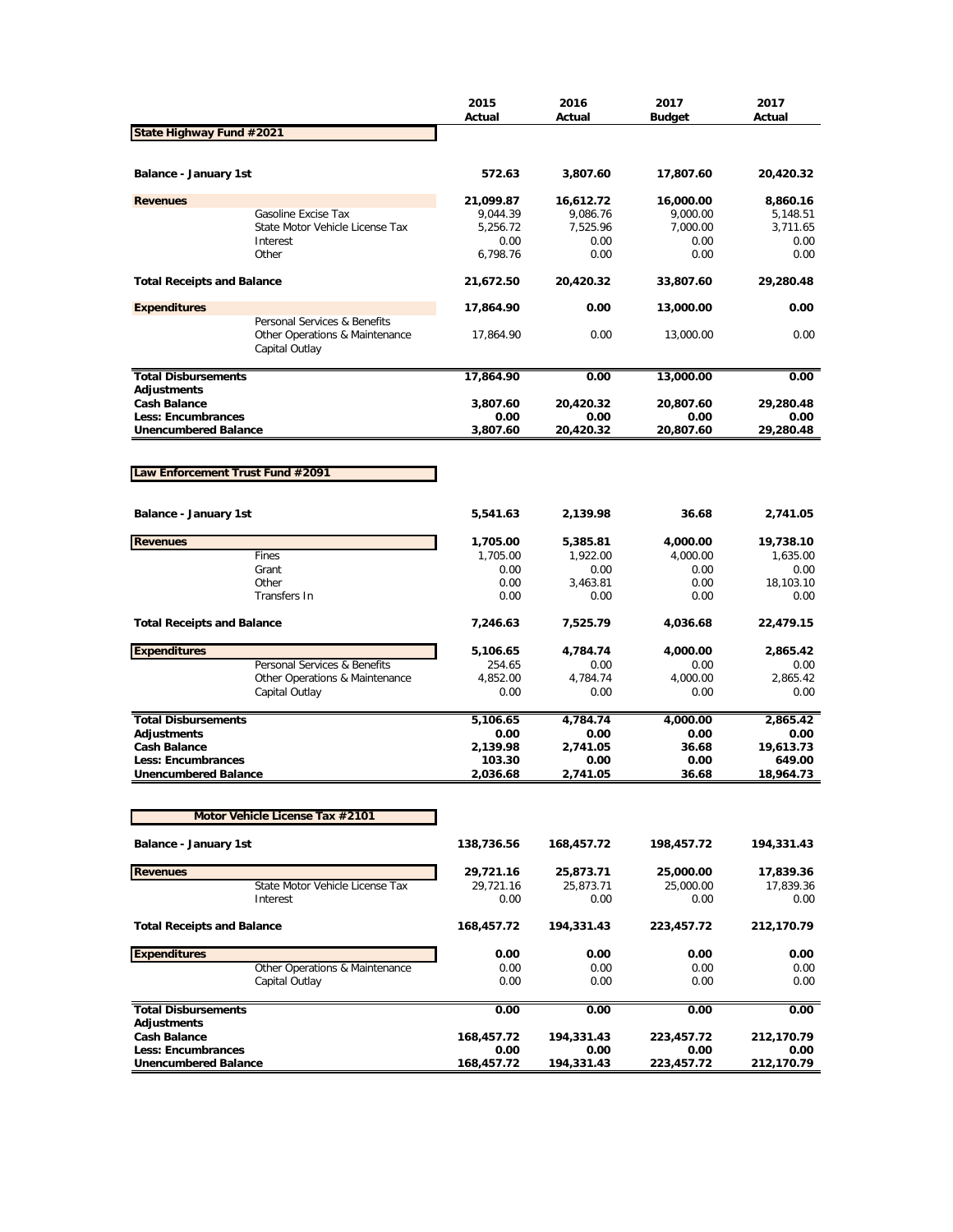| | 2015 Actual | 2016 Actual | 2017 Budget | 2017 Actual |
|---|---|---|---|---|
| **State Highway Fund #2021** | | | | |
| **Balance - January 1st** | **572.63** | **3,807.60** | **17,807.60** | **20,420.32** |
| **Revenues** | **21,099.87** | **16,612.72** | **16,000.00** | **8,860.16** |
| Gasoline Excise Tax | 9,044.39 | 9,086.76 | 9,000.00 | 5,148.51 |
| State Motor Vehicle License Tax | 5,256.72 | 7,525.96 | 7,000.00 | 3,711.65 |
| Interest | 0.00 | 0.00 | 0.00 | 0.00 |
| Other | 6,798.76 | 0.00 | 0.00 | 0.00 |
| **Total Receipts and Balance** | **21,672.50** | **20,420.32** | **33,807.60** | **29,280.48** |
| **Expenditures** | **17,864.90** | **0.00** | **13,000.00** | **0.00** |
| Personal Services & Benefits | | | | |
| Other Operations & Maintenance | 17,864.90 | 0.00 | 13,000.00 | 0.00 |
| Capital Outlay | | | | |
| **Total Disbursements** | **17,864.90** | **0.00** | **13,000.00** | **0.00** |
| **Adjustments** | | | | |
| **Cash Balance** | **3,807.60** | **20,420.32** | **20,807.60** | **29,280.48** |
| **Less: Encumbrances** | **0.00** | **0.00** | **0.00** | **0.00** |
| **Unencumbered Balance** | **3,807.60** | **20,420.32** | **20,807.60** | **29,280.48** |

| | 2015 Actual | 2016 Actual | 2017 Budget | 2017 Actual |
|---|---|---|---|---|
| **Law Enforcement Trust Fund #2091** | | | | |
| **Balance - January 1st** | **5,541.63** | **2,139.98** | **36.68** | **2,741.05** |
| **Revenues** | **1,705.00** | **5,385.81** | **4,000.00** | **19,738.10** |
| Fines | 1,705.00 | 1,922.00 | 4,000.00 | 1,635.00 |
| Grant | 0.00 | 0.00 | 0.00 | 0.00 |
| Other | 0.00 | 3,463.81 | 0.00 | 18,103.10 |
| Transfers In | 0.00 | 0.00 | 0.00 | 0.00 |
| **Total Receipts and Balance** | **7,246.63** | **7,525.79** | **4,036.68** | **22,479.15** |
| **Expenditures** | **5,106.65** | **4,784.74** | **4,000.00** | **2,865.42** |
| Personal Services & Benefits | 254.65 | 0.00 | 0.00 | 0.00 |
| Other Operations & Maintenance | 4,852.00 | 4,784.74 | 4,000.00 | 2,865.42 |
| Capital Outlay | 0.00 | 0.00 | 0.00 | 0.00 |
| **Total Disbursements** | **5,106.65** | **4,784.74** | **4,000.00** | **2,865.42** |
| **Adjustments** | **0.00** | **0.00** | **0.00** | **0.00** |
| **Cash Balance** | **2,139.98** | **2,741.05** | **36.68** | **19,613.73** |
| **Less: Encumbrances** | **103.30** | **0.00** | **0.00** | **649.00** |
| **Unencumbered Balance** | **2,036.68** | **2,741.05** | **36.68** | **18,964.73** |

| | 2015 Actual | 2016 Actual | 2017 Budget | 2017 Actual |
|---|---|---|---|---|
| **Motor Vehicle License Tax #2101** | | | | |
| **Balance - January 1st** | **138,736.56** | **168,457.72** | **198,457.72** | **194,331.43** |
| **Revenues** | **29,721.16** | **25,873.71** | **25,000.00** | **17,839.36** |
| State Motor Vehicle License Tax | 29,721.16 | 25,873.71 | 25,000.00 | 17,839.36 |
| Interest | 0.00 | 0.00 | 0.00 | 0.00 |
| **Total Receipts and Balance** | **168,457.72** | **194,331.43** | **223,457.72** | **212,170.79** |
| **Expenditures** | **0.00** | **0.00** | **0.00** | **0.00** |
| Other Operations & Maintenance | 0.00 | 0.00 | 0.00 | 0.00 |
| Capital Outlay | 0.00 | 0.00 | 0.00 | 0.00 |
| **Total Disbursements** | **0.00** | **0.00** | **0.00** | **0.00** |
| **Adjustments** | | | | |
| **Cash Balance** | **168,457.72** | **194,331.43** | **223,457.72** | **212,170.79** |
| **Less: Encumbrances** | **0.00** | **0.00** | **0.00** | **0.00** |
| **Unencumbered Balance** | **168,457.72** | **194,331.43** | **223,457.72** | **212,170.79** |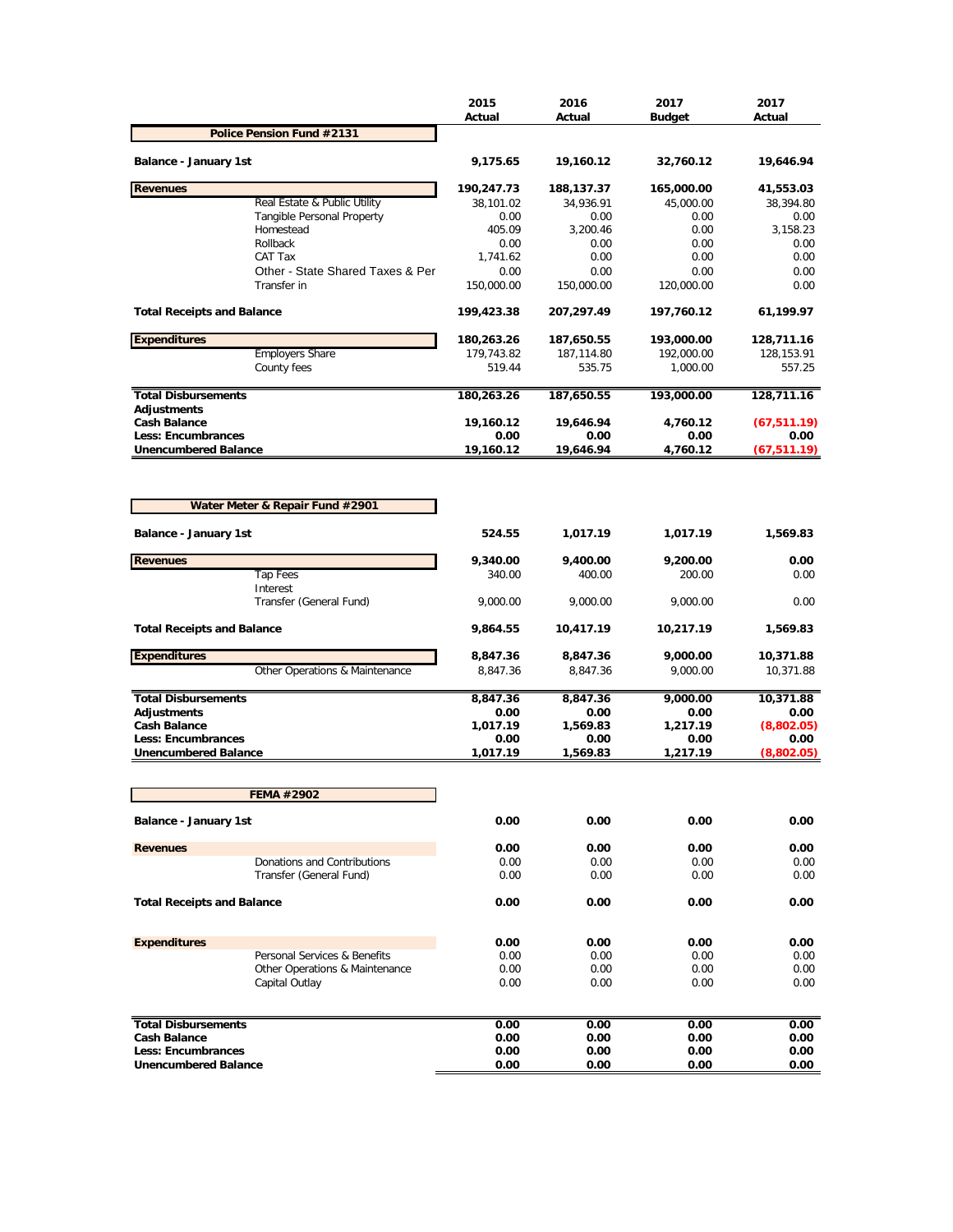| | | 2015 Actual | 2016 Actual | 2017 Budget | 2017 Actual |
|---|---|---|---|---|---|
| **Police Pension Fund #2131** | | | | | |
| **Balance - January 1st** | | **9,175.65** | **19,160.12** | **32,760.12** | **19,646.94** |
| **Revenues** | | **190,247.73** | **188,137.37** | **165,000.00** | **41,553.03** |
| | Real Estate & Public Utility | 38,101.02 | 34,936.91 | 45,000.00 | 38,394.80 |
| | Tangible Personal Property | 0.00 | 0.00 | 0.00 | 0.00 |
| | Homestead | 405.09 | 3,200.46 | 0.00 | 3,158.23 |
| | Rollback | 0.00 | 0.00 | 0.00 | 0.00 |
| | CAT Tax | 1,741.62 | 0.00 | 0.00 | 0.00 |
| | Other - State Shared Taxes & Per | 0.00 | 0.00 | 0.00 | 0.00 |
| | Transfer in | 150,000.00 | 150,000.00 | 120,000.00 | 0.00 |
| **Total Receipts and Balance** | | **199,423.38** | **207,297.49** | **197,760.12** | **61,199.97** |
| **Expenditures** | | **180,263.26** | **187,650.55** | **193,000.00** | **128,711.16** |
| | Employers Share | 179,743.82 | 187,114.80 | 192,000.00 | 128,153.91 |
| | County fees | 519.44 | 535.75 | 1,000.00 | 557.25 |
| **Total Disbursements** | | **180,263.26** | **187,650.55** | **193,000.00** | **128,711.16** |
| **Adjustments** | | | | | |
| **Cash Balance** | | **19,160.12** | **19,646.94** | **4,760.12** | **(67,511.19)** |
| **Less: Encumbrances** | | **0.00** | **0.00** | **0.00** | **0.00** |
| **Unencumbered Balance** | | **19,160.12** | **19,646.94** | **4,760.12** | **(67,511.19)** |

| | | 2015 Actual | 2016 Actual | 2017 Budget | 2017 Actual |
|---|---|---|---|---|---|
| **Water Meter & Repair Fund #2901** | | | | | |
| **Balance - January 1st** | | **524.55** | **1,017.19** | **1,017.19** | **1,569.83** |
| **Revenues** | | **9,340.00** | **9,400.00** | **9,200.00** | **0.00** |
| | Tap Fees | 340.00 | 400.00 | 200.00 | 0.00 |
| | Interest | | | | |
| | Transfer (General Fund) | 9,000.00 | 9,000.00 | 9,000.00 | 0.00 |
| **Total Receipts and Balance** | | **9,864.55** | **10,417.19** | **10,217.19** | **1,569.83** |
| **Expenditures** | | **8,847.36** | **8,847.36** | **9,000.00** | **10,371.88** |
| | Other Operations & Maintenance | 8,847.36 | 8,847.36 | 9,000.00 | 10,371.88 |
| **Total Disbursements** | | **8,847.36** | **8,847.36** | **9,000.00** | **10,371.88** |
| **Adjustments** | | **0.00** | **0.00** | **0.00** | **0.00** |
| **Cash Balance** | | **1,017.19** | **1,569.83** | **1,217.19** | **(8,802.05)** |
| **Less: Encumbrances** | | **0.00** | **0.00** | **0.00** | **0.00** |
| **Unencumbered Balance** | | **1,017.19** | **1,569.83** | **1,217.19** | **(8,802.05)** |

| | | 2015 Actual | 2016 Actual | 2017 Budget | 2017 Actual |
|---|---|---|---|---|---|
| **FEMA #2902** | | | | | |
| **Balance - January 1st** | | **0.00** | **0.00** | **0.00** | **0.00** |
| **Revenues** | | **0.00** | **0.00** | **0.00** | **0.00** |
| | Donations and Contributions | 0.00 | 0.00 | 0.00 | 0.00 |
| | Transfer (General Fund) | 0.00 | 0.00 | 0.00 | 0.00 |
| **Total Receipts and Balance** | | **0.00** | **0.00** | **0.00** | **0.00** |
| **Expenditures** | | **0.00** | **0.00** | **0.00** | **0.00** |
| | Personal Services & Benefits | 0.00 | 0.00 | 0.00 | 0.00 |
| | Other Operations & Maintenance | 0.00 | 0.00 | 0.00 | 0.00 |
| | Capital Outlay | 0.00 | 0.00 | 0.00 | 0.00 |
| **Total Disbursements** | | **0.00** | **0.00** | **0.00** | **0.00** |
| **Cash Balance** | | **0.00** | **0.00** | **0.00** | **0.00** |
| **Less: Encumbrances** | | **0.00** | **0.00** | **0.00** | **0.00** |
| **Unencumbered Balance** | | **0.00** | **0.00** | **0.00** | **0.00** |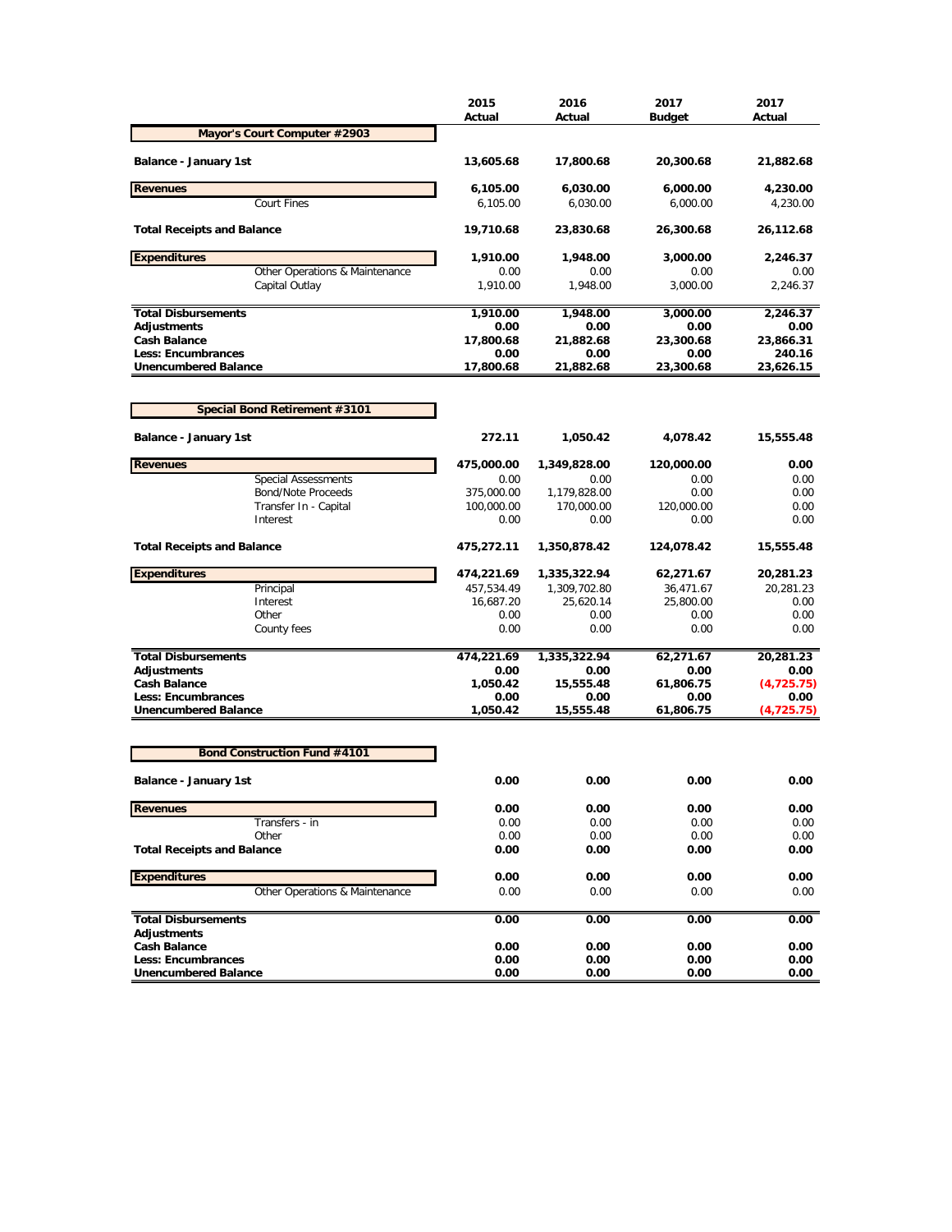| | 2015 Actual | 2016 Actual | 2017 Budget | 2017 Actual |
|---|---|---|---|---|
| **Mayor's Court Computer #2903** | | | | |
| **Balance - January 1st** | **13,605.68** | **17,800.68** | **20,300.68** | **21,882.68** |
| **Revenues** | **6,105.00** | **6,030.00** | **6,000.00** | **4,230.00** |
| Court Fines | 6,105.00 | 6,030.00 | 6,000.00 | 4,230.00 |
| **Total Receipts and Balance** | **19,710.68** | **23,830.68** | **26,300.68** | **26,112.68** |
| **Expenditures** | **1,910.00** | **1,948.00** | **3,000.00** | **2,246.37** |
| Other Operations & Maintenance | 0.00 | 0.00 | 0.00 | 0.00 |
| Capital Outlay | 1,910.00 | 1,948.00 | 3,000.00 | 2,246.37 |
| **Total Disbursements** | **1,910.00** | **1,948.00** | **3,000.00** | **2,246.37** |
| **Adjustments** | **0.00** | **0.00** | **0.00** | **0.00** |
| **Cash Balance** | **17,800.68** | **21,882.68** | **23,300.68** | **23,866.31** |
| **Less: Encumbrances** | **0.00** | **0.00** | **0.00** | **240.16** |
| **Unencumbered Balance** | **17,800.68** | **21,882.68** | **23,300.68** | **23,626.15** |

| | 2015 Actual | 2016 Actual | 2017 Budget | 2017 Actual |
|---|---|---|---|---|
| **Special Bond Retirement #3101** | | | | |
| **Balance - January 1st** | **272.11** | **1,050.42** | **4,078.42** | **15,555.48** |
| **Revenues** | **475,000.00** | **1,349,828.00** | **120,000.00** | **0.00** |
| Special Assessments | 0.00 | 0.00 | 0.00 | 0.00 |
| Bond/Note Proceeds | 375,000.00 | 1,179,828.00 | 0.00 | 0.00 |
| Transfer In - Capital | 100,000.00 | 170,000.00 | 120,000.00 | 0.00 |
| Interest | 0.00 | 0.00 | 0.00 | 0.00 |
| **Total Receipts and Balance** | **475,272.11** | **1,350,878.42** | **124,078.42** | **15,555.48** |
| **Expenditures** | **474,221.69** | **1,335,322.94** | **62,271.67** | **20,281.23** |
| Principal | 457,534.49 | 1,309,702.80 | 36,471.67 | 20,281.23 |
| Interest | 16,687.20 | 25,620.14 | 25,800.00 | 0.00 |
| Other | 0.00 | 0.00 | 0.00 | 0.00 |
| County fees | 0.00 | 0.00 | 0.00 | 0.00 |
| **Total Disbursements** | **474,221.69** | **1,335,322.94** | **62,271.67** | **20,281.23** |
| **Adjustments** | **0.00** | **0.00** | **0.00** | **0.00** |
| **Cash Balance** | **1,050.42** | **15,555.48** | **61,806.75** | **(4,725.75)** |
| **Less: Encumbrances** | **0.00** | **0.00** | **0.00** | **0.00** |
| **Unencumbered Balance** | **1,050.42** | **15,555.48** | **61,806.75** | **(4,725.75)** |

| | 2015 Actual | 2016 Actual | 2017 Budget | 2017 Actual |
|---|---|---|---|---|
| **Bond Construction Fund #4101** | | | | |
| **Balance - January 1st** | **0.00** | **0.00** | **0.00** | **0.00** |
| **Revenues** | **0.00** | **0.00** | **0.00** | **0.00** |
| Transfers - in | 0.00 | 0.00 | 0.00 | 0.00 |
| Other | 0.00 | 0.00 | 0.00 | 0.00 |
| **Total Receipts and Balance** | **0.00** | **0.00** | **0.00** | **0.00** |
| **Expenditures** | **0.00** | **0.00** | **0.00** | **0.00** |
| Other Operations & Maintenance | 0.00 | 0.00 | 0.00 | 0.00 |
| **Total Disbursements** | **0.00** | **0.00** | **0.00** | **0.00** |
| **Adjustments** | | | | |
| **Cash Balance** | **0.00** | **0.00** | **0.00** | **0.00** |
| **Less: Encumbrances** | **0.00** | **0.00** | **0.00** | **0.00** |
| **Unencumbered Balance** | **0.00** | **0.00** | **0.00** | **0.00** |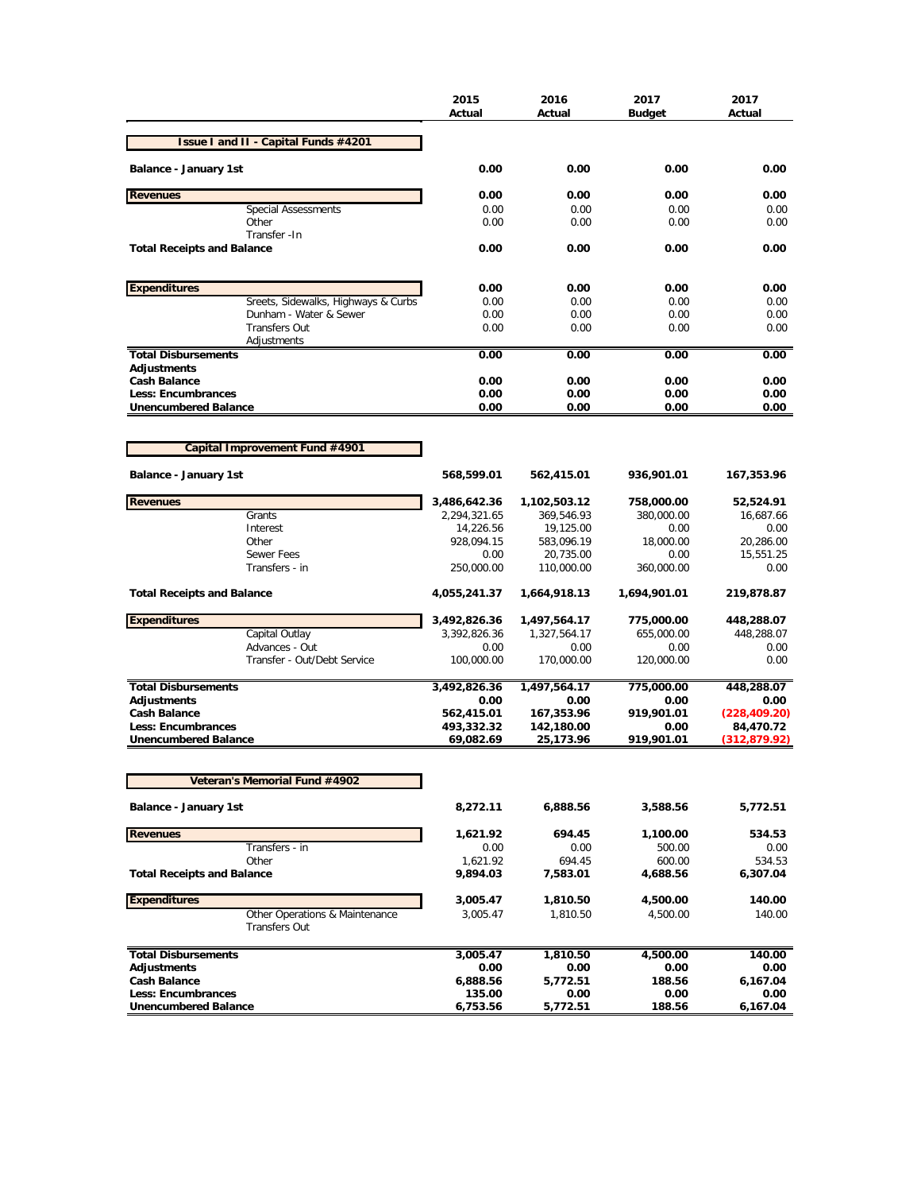| | 2015 Actual | 2016 Actual | 2017 Budget | 2017 Actual |
|---|---|---|---|---|
| **Issue I and II - Capital Funds #4201** | | | | |
| **Balance - January 1st** | **0.00** | **0.00** | **0.00** | **0.00** |
| **Revenues** | **0.00** | **0.00** | **0.00** | **0.00** |
| Special Assessments | 0.00 | 0.00 | 0.00 | 0.00 |
| Other | 0.00 | 0.00 | 0.00 | 0.00 |
| Transfer -In | | | | |
| **Total Receipts and Balance** | **0.00** | **0.00** | **0.00** | **0.00** |
| **Expenditures** | **0.00** | **0.00** | **0.00** | **0.00** |
| Sreets, Sidewalks, Highways & Curbs | 0.00 | 0.00 | 0.00 | 0.00 |
| Dunham - Water & Sewer | 0.00 | 0.00 | 0.00 | 0.00 |
| Transfers Out | 0.00 | 0.00 | 0.00 | 0.00 |
| Adjustments | | | | |
| **Total Disbursements** | **0.00** | **0.00** | **0.00** | **0.00** |
| **Adjustments** | | | | |
| **Cash Balance** | **0.00** | **0.00** | **0.00** | **0.00** |
| **Less: Encumbrances** | **0.00** | **0.00** | **0.00** | **0.00** |
| **Unencumbered Balance** | **0.00** | **0.00** | **0.00** | **0.00** |

| | 2015 Actual | 2016 Actual | 2017 Budget | 2017 Actual |
|---|---|---|---|---|
| **Capital Improvement Fund #4901** | | | | |
| **Balance - January 1st** | **568,599.01** | **562,415.01** | **936,901.01** | **167,353.96** |
| **Revenues** | **3,486,642.36** | **1,102,503.12** | **758,000.00** | **52,524.91** |
| Grants | 2,294,321.65 | 369,546.93 | 380,000.00 | 16,687.66 |
| Interest | 14,226.56 | 19,125.00 | 0.00 | 0.00 |
| Other | 928,094.15 | 583,096.19 | 18,000.00 | 20,286.00 |
| Sewer Fees | 0.00 | 20,735.00 | 0.00 | 15,551.25 |
| Transfers - in | 250,000.00 | 110,000.00 | 360,000.00 | 0.00 |
| **Total Receipts and Balance** | **4,055,241.37** | **1,664,918.13** | **1,694,901.01** | **219,878.87** |
| **Expenditures** | **3,492,826.36** | **1,497,564.17** | **775,000.00** | **448,288.07** |
| Capital Outlay | 3,392,826.36 | 1,327,564.17 | 655,000.00 | 448,288.07 |
| Advances - Out | 0.00 | 0.00 | 0.00 | 0.00 |
| Transfer - Out/Debt Service | 100,000.00 | 170,000.00 | 120,000.00 | 0.00 |
| **Total Disbursements** | **3,492,826.36** | **1,497,564.17** | **775,000.00** | **448,288.07** |
| **Adjustments** | **0.00** | **0.00** | **0.00** | **0.00** |
| **Cash Balance** | **562,415.01** | **167,353.96** | **919,901.01** | **(228,409.20)** |
| **Less: Encumbrances** | **493,332.32** | **142,180.00** | **0.00** | **84,470.72** |
| **Unencumbered Balance** | **69,082.69** | **25,173.96** | **919,901.01** | **(312,879.92)** |

| | 2015 Actual | 2016 Actual | 2017 Budget | 2017 Actual |
|---|---|---|---|---|
| **Veteran's Memorial Fund #4902** | | | | |
| **Balance - January 1st** | **8,272.11** | **6,888.56** | **3,588.56** | **5,772.51** |
| **Revenues** | **1,621.92** | **694.45** | **1,100.00** | **534.53** |
| Transfers - in | 0.00 | 0.00 | 500.00 | 0.00 |
| Other | 1,621.92 | 694.45 | 600.00 | 534.53 |
| **Total Receipts and Balance** | **9,894.03** | **7,583.01** | **4,688.56** | **6,307.04** |
| **Expenditures** | **3,005.47** | **1,810.50** | **4,500.00** | **140.00** |
| Other Operations & Maintenance | 3,005.47 | 1,810.50 | 4,500.00 | 140.00 |
| Transfers Out | | | | |
| **Total Disbursements** | **3,005.47** | **1,810.50** | **4,500.00** | **140.00** |
| **Adjustments** | **0.00** | **0.00** | **0.00** | **0.00** |
| **Cash Balance** | **6,888.56** | **5,772.51** | **188.56** | **6,167.04** |
| **Less: Encumbrances** | **135.00** | **0.00** | **0.00** | **0.00** |
| **Unencumbered Balance** | **6,753.56** | **5,772.51** | **188.56** | **6,167.04** |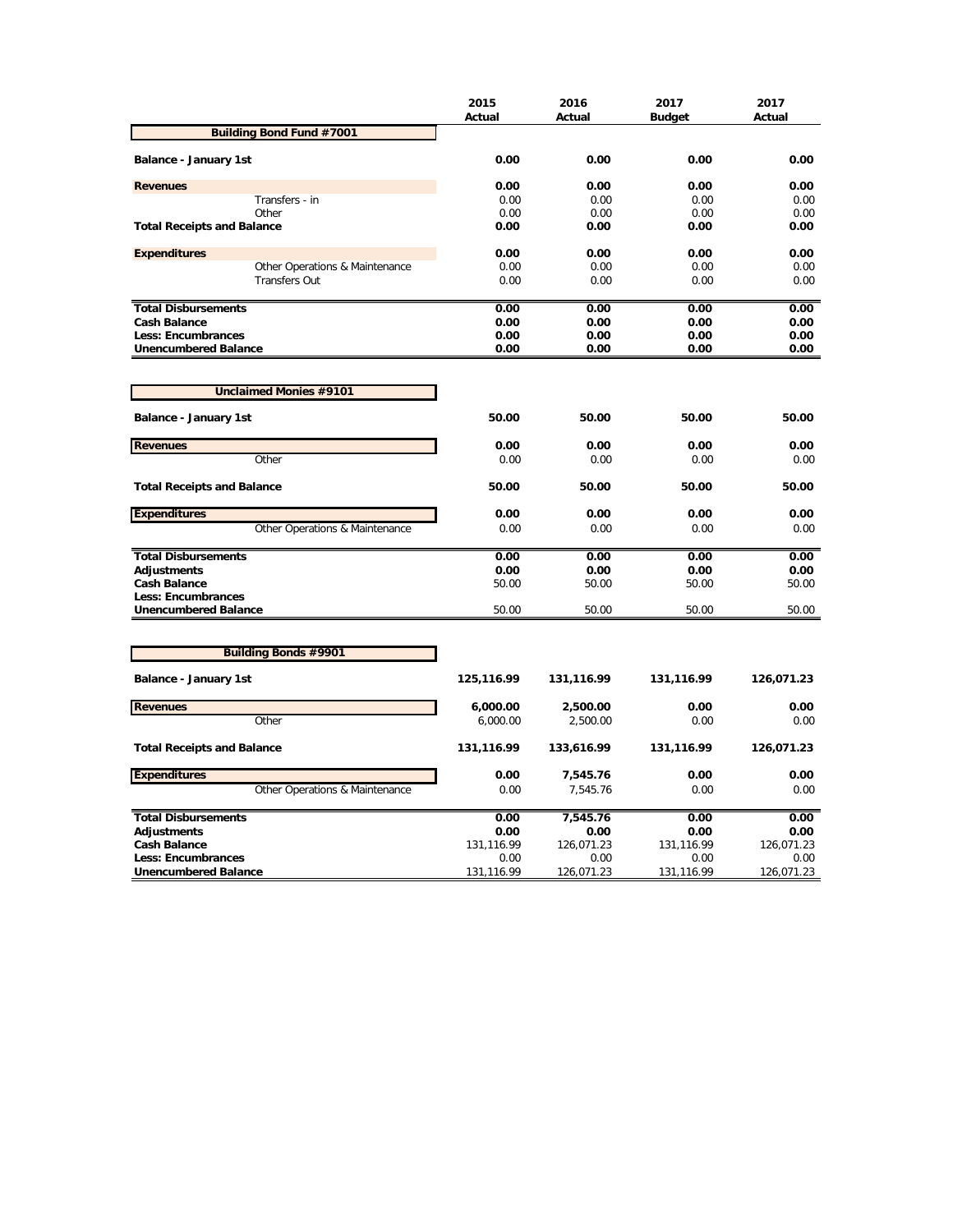| | 2015 Actual | 2016 Actual | 2017 Budget | 2017 Actual |
|---|---|---|---|---|
| **Building Bond Fund #7001** | | | | |
| **Balance - January 1st** | **0.00** | **0.00** | **0.00** | **0.00** |
| **Revenues** | **0.00** | **0.00** | **0.00** | **0.00** |
| Transfers - in | 0.00 | 0.00 | 0.00 | 0.00 |
| Other | 0.00 | 0.00 | 0.00 | 0.00 |
| **Total Receipts and Balance** | **0.00** | **0.00** | **0.00** | **0.00** |
| **Expenditures** | **0.00** | **0.00** | **0.00** | **0.00** |
| Other Operations & Maintenance | 0.00 | 0.00 | 0.00 | 0.00 |
| Transfers Out | 0.00 | 0.00 | 0.00 | 0.00 |
| **Total Disbursements** | **0.00** | **0.00** | **0.00** | **0.00** |
| **Cash Balance** | **0.00** | **0.00** | **0.00** | **0.00** |
| **Less: Encumbrances** | **0.00** | **0.00** | **0.00** | **0.00** |
| **Unencumbered Balance** | **0.00** | **0.00** | **0.00** | **0.00** |

| | 2015 Actual | 2016 Actual | 2017 Budget | 2017 Actual |
|---|---|---|---|---|
| **Unclaimed Monies #9101** | | | | |
| **Balance - January 1st** | **50.00** | **50.00** | **50.00** | **50.00** |
| **Revenues** | **0.00** | **0.00** | **0.00** | **0.00** |
| Other | 0.00 | 0.00 | 0.00 | 0.00 |
| **Total Receipts and Balance** | **50.00** | **50.00** | **50.00** | **50.00** |
| **Expenditures** | **0.00** | **0.00** | **0.00** | **0.00** |
| Other Operations & Maintenance | 0.00 | 0.00 | 0.00 | 0.00 |
| **Total Disbursements** | **0.00** | **0.00** | **0.00** | **0.00** |
| **Adjustments** | **0.00** | **0.00** | **0.00** | **0.00** |
| **Cash Balance** | 50.00 | 50.00 | 50.00 | 50.00 |
| **Less: Encumbrances** | | | | |
| **Unencumbered Balance** | 50.00 | 50.00 | 50.00 | 50.00 |

| | 2015 Actual | 2016 Actual | 2017 Budget | 2017 Actual |
|---|---|---|---|---|
| **Building Bonds #9901** | | | | |
| **Balance - January 1st** | **125,116.99** | **131,116.99** | **131,116.99** | **126,071.23** |
| **Revenues** | **6,000.00** | **2,500.00** | **0.00** | **0.00** |
| Other | 6,000.00 | 2,500.00 | 0.00 | 0.00 |
| **Total Receipts and Balance** | **131,116.99** | **133,616.99** | **131,116.99** | **126,071.23** |
| **Expenditures** | **0.00** | **7,545.76** | **0.00** | **0.00** |
| Other Operations & Maintenance | 0.00 | 7,545.76 | 0.00 | 0.00 |
| **Total Disbursements** | **0.00** | **7,545.76** | **0.00** | **0.00** |
| **Adjustments** | **0.00** | **0.00** | **0.00** | **0.00** |
| **Cash Balance** | 131,116.99 | 126,071.23 | 131,116.99 | 126,071.23 |
| **Less: Encumbrances** | 0.00 | 0.00 | 0.00 | 0.00 |
| **Unencumbered Balance** | 131,116.99 | 126,071.23 | 131,116.99 | 126,071.23 |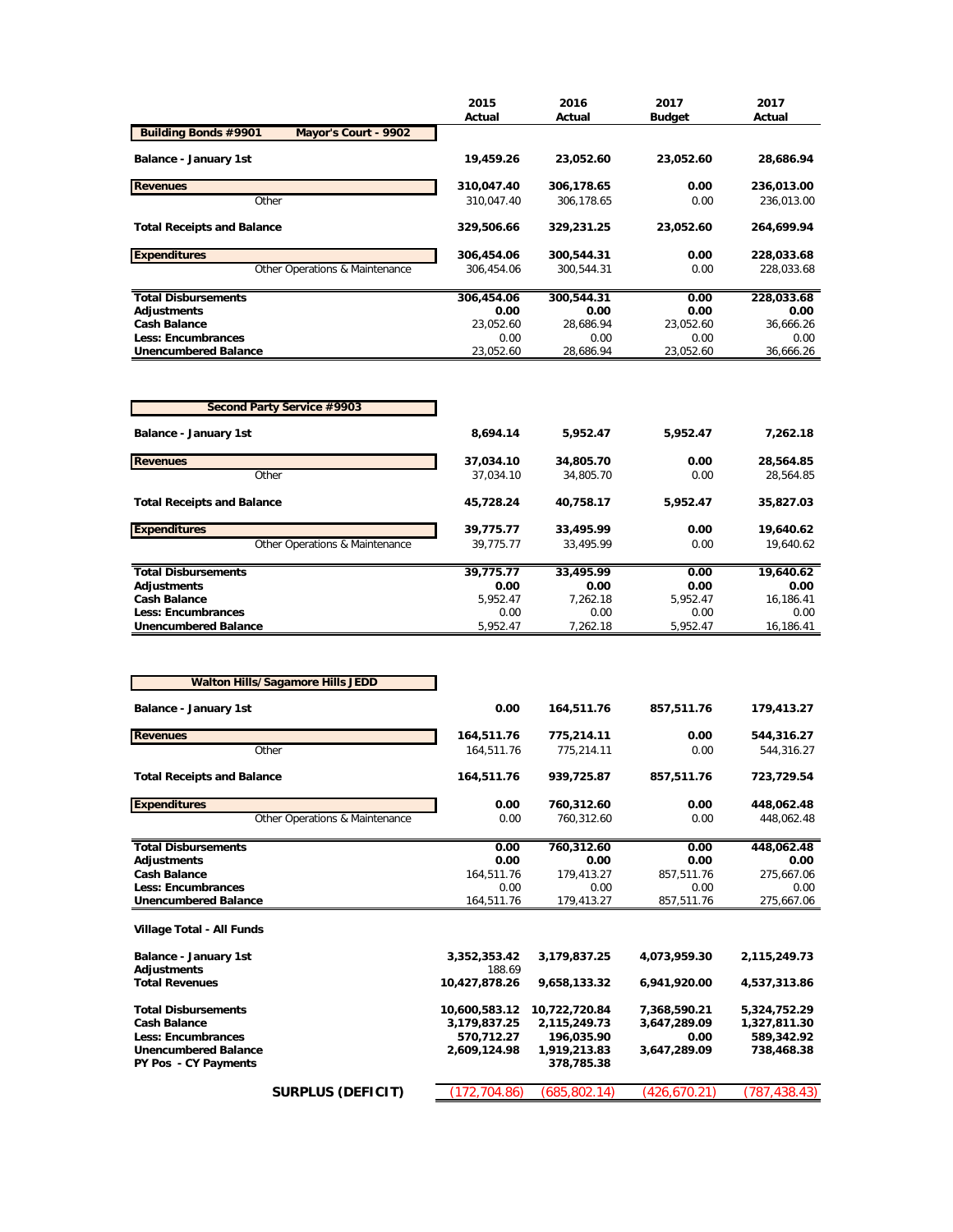| | 2015 Actual | 2016 Actual | 2017 Budget | 2017 Actual |
|---|---|---|---|---|
| **Building Bonds #9901 Mayor's Court - 9902** | | | | |
| **Balance - January 1st** | **19,459.26** | **23,052.60** | **23,052.60** | **28,686.94** |
| **Revenues** | **310,047.40** | **306,178.65** | **0.00** | **236,013.00** |
| Other | 310,047.40 | 306,178.65 | 0.00 | 236,013.00 |
| **Total Receipts and Balance** | **329,506.66** | **329,231.25** | **23,052.60** | **264,699.94** |
| **Expenditures** | **306,454.06** | **300,544.31** | **0.00** | **228,033.68** |
| Other Operations & Maintenance | 306,454.06 | 300,544.31 | 0.00 | 228,033.68 |
| **Total Disbursements** | **306,454.06** | **300,544.31** | **0.00** | **228,033.68** |
| **Adjustments** | **0.00** | **0.00** | **0.00** | **0.00** |
| **Cash Balance** | 23,052.60 | 28,686.94 | 23,052.60 | 36,666.26 |
| **Less: Encumbrances** | 0.00 | 0.00 | 0.00 | 0.00 |
| **Unencumbered Balance** | 23,052.60 | 28,686.94 | 23,052.60 | 36,666.26 |

| | 2015 Actual | 2016 Actual | 2017 Budget | 2017 Actual |
|---|---|---|---|---|
| **Second Party Service #9903** | | | | |
| **Balance - January 1st** | **8,694.14** | **5,952.47** | **5,952.47** | **7,262.18** |
| **Revenues** | **37,034.10** | **34,805.70** | **0.00** | **28,564.85** |
| Other | 37,034.10 | 34,805.70 | 0.00 | 28,564.85 |
| **Total Receipts and Balance** | **45,728.24** | **40,758.17** | **5,952.47** | **35,827.03** |
| **Expenditures** | **39,775.77** | **33,495.99** | **0.00** | **19,640.62** |
| Other Operations & Maintenance | 39,775.77 | 33,495.99 | 0.00 | 19,640.62 |
| **Total Disbursements** | **39,775.77** | **33,495.99** | **0.00** | **19,640.62** |
| **Adjustments** | **0.00** | **0.00** | **0.00** | **0.00** |
| **Cash Balance** | 5,952.47 | 7,262.18 | 5,952.47 | 16,186.41 |
| **Less: Encumbrances** | 0.00 | 0.00 | 0.00 | 0.00 |
| **Unencumbered Balance** | 5,952.47 | 7,262.18 | 5,952.47 | 16,186.41 |

| | 2015 Actual | 2016 Actual | 2017 Budget | 2017 Actual |
|---|---|---|---|---|
| **Walton Hills/Sagamore Hills JEDD** | | | | |
| **Balance - January 1st** | **0.00** | **164,511.76** | **857,511.76** | **179,413.27** |
| **Revenues** | **164,511.76** | **775,214.11** | **0.00** | **544,316.27** |
| Other | 164,511.76 | 775,214.11 | 0.00 | 544,316.27 |
| **Total Receipts and Balance** | **164,511.76** | **939,725.87** | **857,511.76** | **723,729.54** |
| **Expenditures** | **0.00** | **760,312.60** | **0.00** | **448,062.48** |
| Other Operations & Maintenance | 0.00 | 760,312.60 | 0.00 | 448,062.48 |
| **Total Disbursements** | **0.00** | **760,312.60** | **0.00** | **448,062.48** |
| **Adjustments** | **0.00** | **0.00** | **0.00** | **0.00** |
| **Cash Balance** | 164,511.76 | 179,413.27 | 857,511.76 | 275,667.06 |
| **Less: Encumbrances** | 0.00 | 0.00 | 0.00 | 0.00 |
| **Unencumbered Balance** | 164,511.76 | 179,413.27 | 857,511.76 | 275,667.06 |

| | 2015 Actual | 2016 Actual | 2017 Budget | 2017 Actual |
|---|---|---|---|---|
| **Village Total - All Funds** | | | | |
| **Balance - January 1st** | **3,352,353.42** | **3,179,837.25** | **4,073,959.30** | **2,115,249.73** |
| **Adjustments** | 188.69 | | | |
| **Total Revenues** | **10,427,878.26** | **9,658,133.32** | **6,941,920.00** | **4,537,313.86** |
| **Total Disbursements** | **10,600,583.12** | **10,722,720.84** | **7,368,590.21** | **5,324,752.29** |
| **Cash Balance** | **3,179,837.25** | **2,115,249.73** | **3,647,289.09** | **1,327,811.30** |
| **Less: Encumbrances** | **570,712.27** | **196,035.90** | **0.00** | **589,342.92** |
| **Unencumbered Balance** | **2,609,124.98** | **1,919,213.83** | **3,647,289.09** | **738,468.38** |
| **PY Pos - CY Payments** | | **378,785.38** | | |
| **SURPLUS (DEFICIT)** | (172,704.86) | (685,802.14) | (426,670.21) | (787,438.43) |